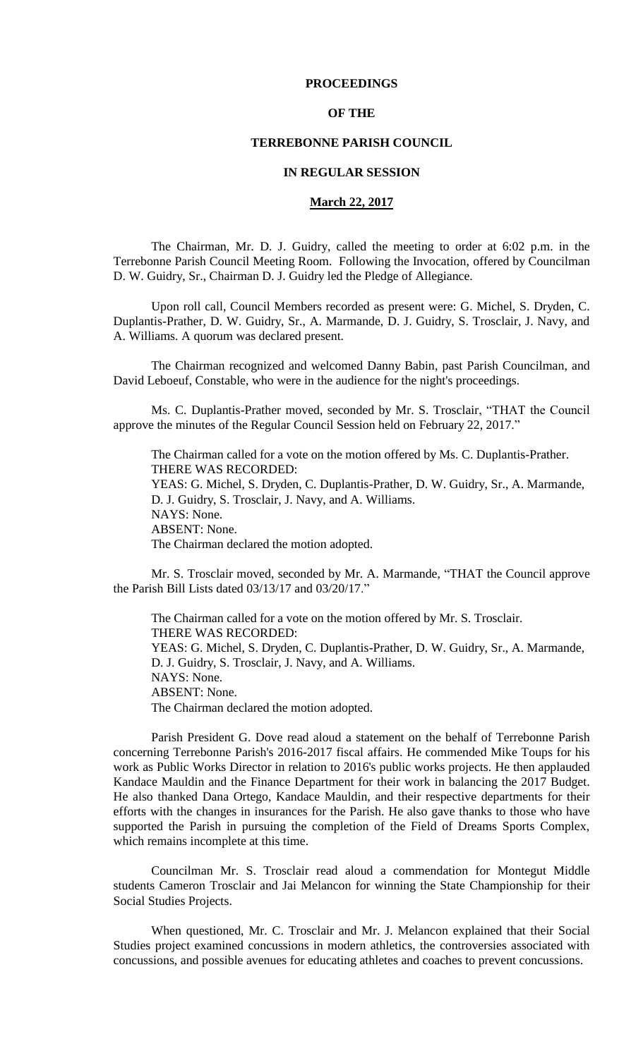# PROCEEDINGS

# OF THE

# TERREBONNE PARISH COUNCIL

# IN REGULAR SESSION

## March 22, 2017

The Chairman, Mr. D. J. Guidry, called the meeting to order at 6:02 p.m. in the Terrebonne Parish Council Meeting Room. Following the Invocation, offered by Councilman D. W. Guidry, Sr., Chairman D. J. Guidry led the Pledge of Allegiance.

Upon roll call, Council Members recorded as present were: G. Michel, S. Dryden, C. Duplantis-Prather, D. W. Guidry, Sr., A. Marmande, D. J. Guidry, S. Trosclair, J. Navy, and A. Williams. A quorum was declared present.

The Chairman recognized and welcomed Danny Babin, past Parish Councilman, and David Leboeuf, Constable, who were in the audience for the night's proceedings.

Ms. C. Duplantis-Prather moved, seconded by Mr. S. Trosclair, "THAT the Council approve the minutes of the Regular Council Session held on February 22, 2017."

The Chairman called for a vote on the motion offered by Ms. C. Duplantis-Prather.
THERE WAS RECORDED:
YEAS: G. Michel, S. Dryden, C. Duplantis-Prather, D. W. Guidry, Sr., A. Marmande, D. J. Guidry, S. Trosclair, J. Navy, and A. Williams.
NAYS: None.
ABSENT: None.
The Chairman declared the motion adopted.

Mr. S. Trosclair moved, seconded by Mr. A. Marmande, "THAT the Council approve the Parish Bill Lists dated 03/13/17 and 03/20/17."

The Chairman called for a vote on the motion offered by Mr. S. Trosclair.
THERE WAS RECORDED:
YEAS: G. Michel, S. Dryden, C. Duplantis-Prather, D. W. Guidry, Sr., A. Marmande, D. J. Guidry, S. Trosclair, J. Navy, and A. Williams.
NAYS: None.
ABSENT: None.
The Chairman declared the motion adopted.

Parish President G. Dove read aloud a statement on the behalf of Terrebonne Parish concerning Terrebonne Parish's 2016-2017 fiscal affairs. He commended Mike Toups for his work as Public Works Director in relation to 2016's public works projects. He then applauded Kandace Mauldin and the Finance Department for their work in balancing the 2017 Budget. He also thanked Dana Ortego, Kandace Mauldin, and their respective departments for their efforts with the changes in insurances for the Parish. He also gave thanks to those who have supported the Parish in pursuing the completion of the Field of Dreams Sports Complex, which remains incomplete at this time.

Councilman Mr. S. Trosclair read aloud a commendation for Montegut Middle students Cameron Trosclair and Jai Melancon for winning the State Championship for their Social Studies Projects.

When questioned, Mr. C. Trosclair and Mr. J. Melancon explained that their Social Studies project examined concussions in modern athletics, the controversies associated with concussions, and possible avenues for educating athletes and coaches to prevent concussions.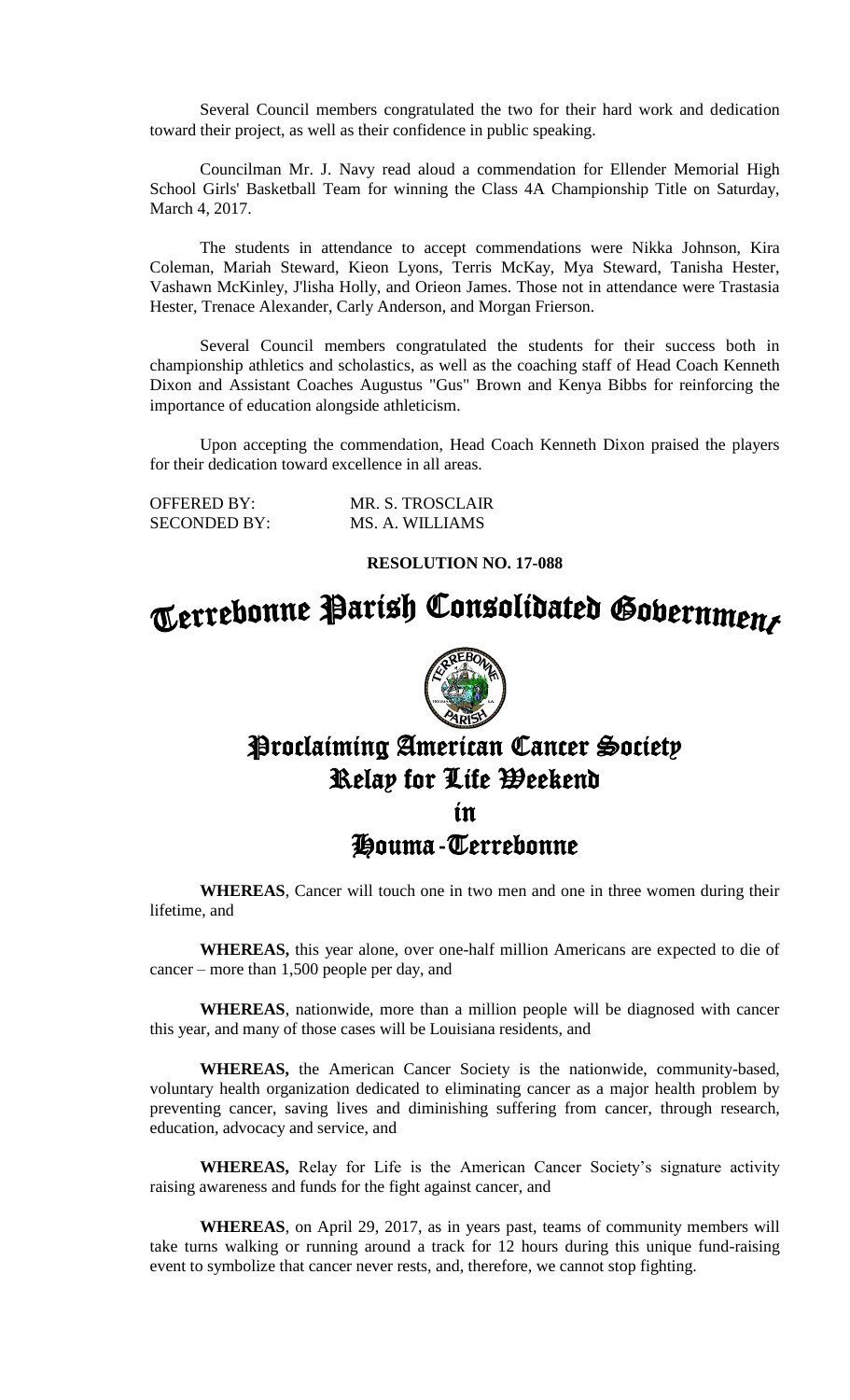Several Council members congratulated the two for their hard work and dedication toward their project, as well as their confidence in public speaking.

Councilman Mr. J. Navy read aloud a commendation for Ellender Memorial High School Girls' Basketball Team for winning the Class 4A Championship Title on Saturday, March 4, 2017.

The students in attendance to accept commendations were Nikka Johnson, Kira Coleman, Mariah Steward, Kieon Lyons, Terris McKay, Mya Steward, Tanisha Hester, Vashawn McKinley, J'lisha Holly, and Orieon James. Those not in attendance were Trastasia Hester, Trenace Alexander, Carly Anderson, and Morgan Frierson.

Several Council members congratulated the students for their success both in championship athletics and scholastics, as well as the coaching staff of Head Coach Kenneth Dixon and Assistant Coaches Augustus "Gus" Brown and Kenya Bibbs for reinforcing the importance of education alongside athleticism.

Upon accepting the commendation, Head Coach Kenneth Dixon praised the players for their dedication toward excellence in all areas.

OFFERED BY: MR. S. TROSCLAIR
SECONDED BY: MS. A. WILLIAMS

**RESOLUTION NO. 17-088**

# Terrebonne Parish Consolidated Government

## Proclaiming American Cancer Society Relay for Life Weekend in Houma-Terrebonne

**WHEREAS**, Cancer will touch one in two men and one in three women during their lifetime, and

**WHEREAS,** this year alone, over one-half million Americans are expected to die of cancer – more than 1,500 people per day, and

**WHEREAS**, nationwide, more than a million people will be diagnosed with cancer this year, and many of those cases will be Louisiana residents, and

**WHEREAS,** the American Cancer Society is the nationwide, community-based, voluntary health organization dedicated to eliminating cancer as a major health problem by preventing cancer, saving lives and diminishing suffering from cancer, through research, education, advocacy and service, and

**WHEREAS,** Relay for Life is the American Cancer Society's signature activity raising awareness and funds for the fight against cancer, and

**WHEREAS**, on April 29, 2017, as in years past, teams of community members will take turns walking or running around a track for 12 hours during this unique fund-raising event to symbolize that cancer never rests, and, therefore, we cannot stop fighting.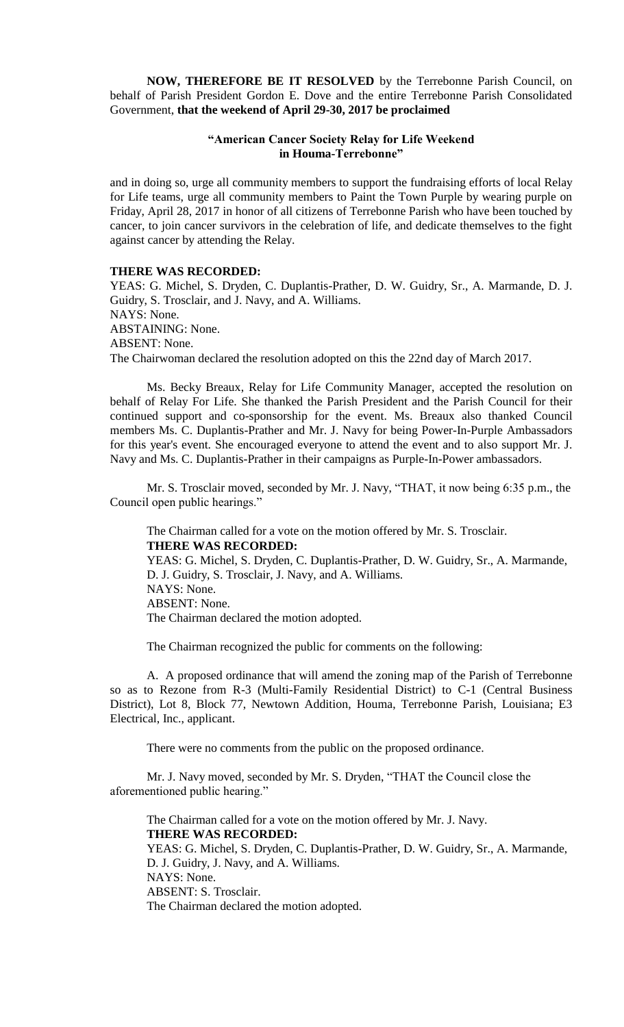**NOW, THEREFORE BE IT RESOLVED** by the Terrebonne Parish Council, on behalf of Parish President Gordon E. Dove and the entire Terrebonne Parish Consolidated Government, **that the weekend of April 29-30, 2017 be proclaimed**

**"American Cancer Society Relay for Life Weekend in Houma-Terrebonne"**

and in doing so, urge all community members to support the fundraising efforts of local Relay for Life teams, urge all community members to Paint the Town Purple by wearing purple on Friday, April 28, 2017 in honor of all citizens of Terrebonne Parish who have been touched by cancer, to join cancer survivors in the celebration of life, and dedicate themselves to the fight against cancer by attending the Relay.

**THERE WAS RECORDED:**

YEAS: G. Michel, S. Dryden, C. Duplantis-Prather, D. W. Guidry, Sr., A. Marmande, D. J. Guidry, S. Trosclair, and J. Navy, and A. Williams.

NAYS: None.

ABSTAINING: None.

ABSENT: None.

The Chairwoman declared the resolution adopted on this the 22nd day of March 2017.

Ms. Becky Breaux, Relay for Life Community Manager, accepted the resolution on behalf of Relay For Life. She thanked the Parish President and the Parish Council for their continued support and co-sponsorship for the event. Ms. Breaux also thanked Council members Ms. C. Duplantis-Prather and Mr. J. Navy for being Power-In-Purple Ambassadors for this year's event. She encouraged everyone to attend the event and to also support Mr. J. Navy and Ms. C. Duplantis-Prather in their campaigns as Purple-In-Power ambassadors.

Mr. S. Trosclair moved, seconded by Mr. J. Navy, "THAT, it now being 6:35 p.m., the Council open public hearings."

The Chairman called for a vote on the motion offered by Mr. S. Trosclair.

**THERE WAS RECORDED:**

YEAS: G. Michel, S. Dryden, C. Duplantis-Prather, D. W. Guidry, Sr., A. Marmande, D. J. Guidry, S. Trosclair, J. Navy, and A. Williams.

NAYS: None.

ABSENT: None.

The Chairman declared the motion adopted.

The Chairman recognized the public for comments on the following:

A. A proposed ordinance that will amend the zoning map of the Parish of Terrebonne so as to Rezone from R-3 (Multi-Family Residential District) to C-1 (Central Business District), Lot 8, Block 77, Newtown Addition, Houma, Terrebonne Parish, Louisiana; E3 Electrical, Inc., applicant.

There were no comments from the public on the proposed ordinance.

Mr. J. Navy moved, seconded by Mr. S. Dryden, "THAT the Council close the aforementioned public hearing."

The Chairman called for a vote on the motion offered by Mr. J. Navy.

**THERE WAS RECORDED:**

YEAS: G. Michel, S. Dryden, C. Duplantis-Prather, D. W. Guidry, Sr., A. Marmande, D. J. Guidry, J. Navy, and A. Williams.

NAYS: None.

ABSENT: S. Trosclair.

The Chairman declared the motion adopted.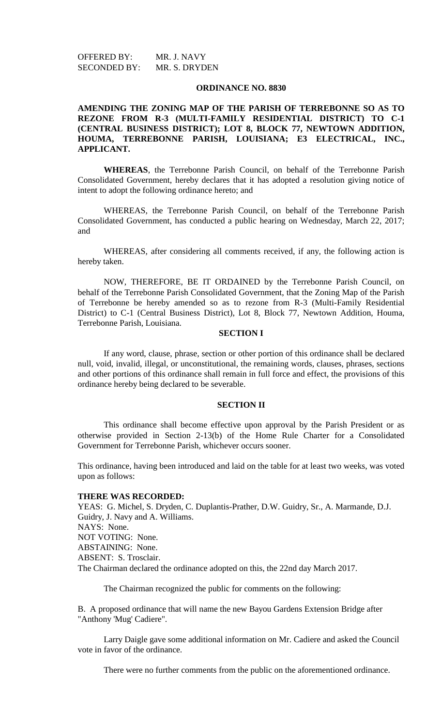OFFERED BY: MR. J. NAVY
SECONDED BY: MR. S. DRYDEN

**ORDINANCE NO. 8830**

**AMENDING THE ZONING MAP OF THE PARISH OF TERREBONNE SO AS TO REZONE FROM R-3 (MULTI-FAMILY RESIDENTIAL DISTRICT) TO C-1 (CENTRAL BUSINESS DISTRICT); LOT 8, BLOCK 77, NEWTOWN ADDITION, HOUMA, TERREBONNE PARISH, LOUISIANA; E3 ELECTRICAL, INC., APPLICANT.**

**WHEREAS**, the Terrebonne Parish Council, on behalf of the Terrebonne Parish Consolidated Government, hereby declares that it has adopted a resolution giving notice of intent to adopt the following ordinance hereto; and

WHEREAS, the Terrebonne Parish Council, on behalf of the Terrebonne Parish Consolidated Government, has conducted a public hearing on Wednesday, March 22, 2017; and

WHEREAS, after considering all comments received, if any, the following action is hereby taken.

NOW, THEREFORE, BE IT ORDAINED by the Terrebonne Parish Council, on behalf of the Terrebonne Parish Consolidated Government, that the Zoning Map of the Parish of Terrebonne be hereby amended so as to rezone from R-3 (Multi-Family Residential District) to C-1 (Central Business District), Lot 8, Block 77, Newtown Addition, Houma, Terrebonne Parish, Louisiana.

**SECTION I**

If any word, clause, phrase, section or other portion of this ordinance shall be declared null, void, invalid, illegal, or unconstitutional, the remaining words, clauses, phrases, sections and other portions of this ordinance shall remain in full force and effect, the provisions of this ordinance hereby being declared to be severable.

**SECTION II**

This ordinance shall become effective upon approval by the Parish President or as otherwise provided in Section 2-13(b) of the Home Rule Charter for a Consolidated Government for Terrebonne Parish, whichever occurs sooner.

This ordinance, having been introduced and laid on the table for at least two weeks, was voted upon as follows:

**THERE WAS RECORDED:**
YEAS: G. Michel, S. Dryden, C. Duplantis-Prather, D.W. Guidry, Sr., A. Marmande, D.J. Guidry, J. Navy and A. Williams.
NAYS: None.
NOT VOTING: None.
ABSTAINING: None.
ABSENT: S. Trosclair.
The Chairman declared the ordinance adopted on this, the 22nd day March 2017.

The Chairman recognized the public for comments on the following:

B. A proposed ordinance that will name the new Bayou Gardens Extension Bridge after "Anthony 'Mug' Cadiere".

Larry Daigle gave some additional information on Mr. Cadiere and asked the Council vote in favor of the ordinance.

There were no further comments from the public on the aforementioned ordinance.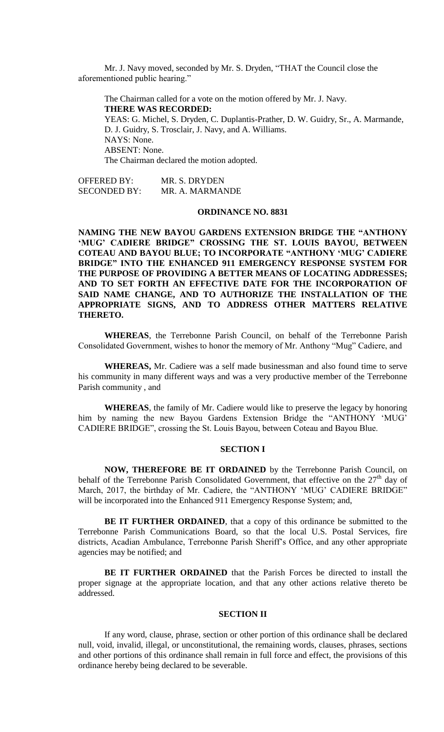Mr. J. Navy moved, seconded by Mr. S. Dryden, "THAT the Council close the aforementioned public hearing."

The Chairman called for a vote on the motion offered by Mr. J. Navy.
**THERE WAS RECORDED:**
YEAS: G. Michel, S. Dryden, C. Duplantis-Prather, D. W. Guidry, Sr., A. Marmande, D. J. Guidry, S. Trosclair, J. Navy, and A. Williams.
NAYS: None.
ABSENT: None.
The Chairman declared the motion adopted.

OFFERED BY: MR. S. DRYDEN
SECONDED BY: MR. A. MARMANDE

**ORDINANCE NO. 8831**

**NAMING THE NEW BAYOU GARDENS EXTENSION BRIDGE THE "ANTHONY 'MUG' CADIERE BRIDGE" CROSSING THE ST. LOUIS BAYOU, BETWEEN COTEAU AND BAYOU BLUE; TO INCORPORATE "ANTHONY 'MUG' CADIERE BRIDGE" INTO THE ENHANCED 911 EMERGENCY RESPONSE SYSTEM FOR THE PURPOSE OF PROVIDING A BETTER MEANS OF LOCATING ADDRESSES; AND TO SET FORTH AN EFFECTIVE DATE FOR THE INCORPORATION OF SAID NAME CHANGE, AND TO AUTHORIZE THE INSTALLATION OF THE APPROPRIATE SIGNS, AND TO ADDRESS OTHER MATTERS RELATIVE THERETO.**

**WHEREAS**, the Terrebonne Parish Council, on behalf of the Terrebonne Parish Consolidated Government, wishes to honor the memory of Mr. Anthony "Mug" Cadiere, and

**WHEREAS,** Mr. Cadiere was a self made businessman and also found time to serve his community in many different ways and was a very productive member of the Terrebonne Parish community , and

**WHEREAS**, the family of Mr. Cadiere would like to preserve the legacy by honoring him by naming the new Bayou Gardens Extension Bridge the "ANTHONY 'MUG' CADIERE BRIDGE", crossing the St. Louis Bayou, between Coteau and Bayou Blue.

**SECTION I**

**NOW, THEREFORE BE IT ORDAINED** by the Terrebonne Parish Council, on behalf of the Terrebonne Parish Consolidated Government, that effective on the 27th day of March, 2017, the birthday of Mr. Cadiere, the "ANTHONY 'MUG' CADIERE BRIDGE" will be incorporated into the Enhanced 911 Emergency Response System; and,

**BE IT FURTHER ORDAINED**, that a copy of this ordinance be submitted to the Terrebonne Parish Communications Board, so that the local U.S. Postal Services, fire districts, Acadian Ambulance, Terrebonne Parish Sheriff's Office, and any other appropriate agencies may be notified; and

**BE IT FURTHER ORDAINED** that the Parish Forces be directed to install the proper signage at the appropriate location, and that any other actions relative thereto be addressed.

**SECTION II**

If any word, clause, phrase, section or other portion of this ordinance shall be declared null, void, invalid, illegal, or unconstitutional, the remaining words, clauses, phrases, sections and other portions of this ordinance shall remain in full force and effect, the provisions of this ordinance hereby being declared to be severable.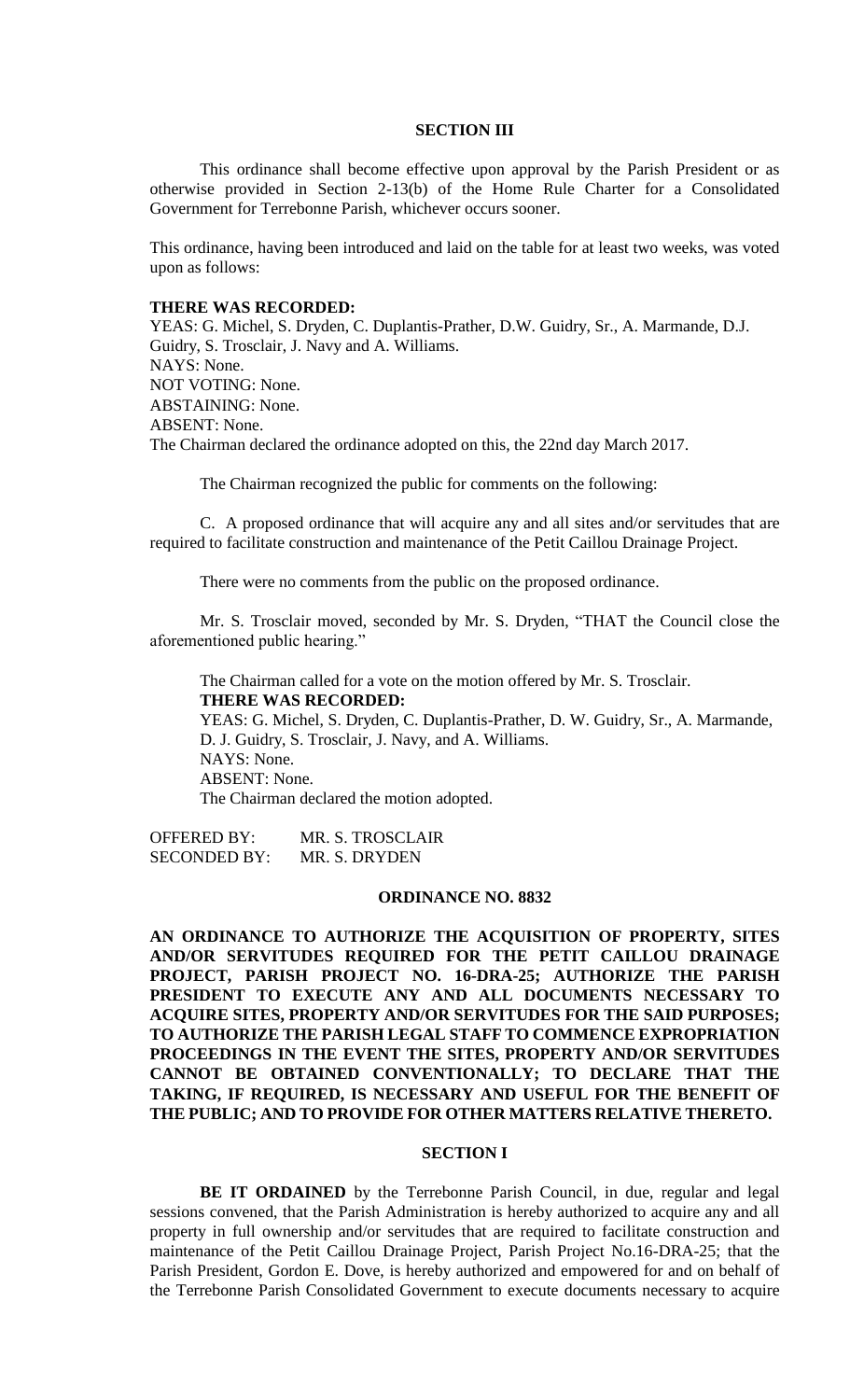## SECTION III

This ordinance shall become effective upon approval by the Parish President or as otherwise provided in Section 2-13(b) of the Home Rule Charter for a Consolidated Government for Terrebonne Parish, whichever occurs sooner.

This ordinance, having been introduced and laid on the table for at least two weeks, was voted upon as follows:

**THERE WAS RECORDED:**
YEAS: G. Michel, S. Dryden, C. Duplantis-Prather, D.W. Guidry, Sr., A. Marmande, D.J. Guidry, S. Trosclair, J. Navy and A. Williams.
NAYS: None.
NOT VOTING: None.
ABSTAINING: None.
ABSENT: None.
The Chairman declared the ordinance adopted on this, the 22nd day March 2017.

The Chairman recognized the public for comments on the following:

C. A proposed ordinance that will acquire any and all sites and/or servitudes that are required to facilitate construction and maintenance of the Petit Caillou Drainage Project.

There were no comments from the public on the proposed ordinance.

Mr. S. Trosclair moved, seconded by Mr. S. Dryden, "THAT the Council close the aforementioned public hearing."

The Chairman called for a vote on the motion offered by Mr. S. Trosclair.
**THERE WAS RECORDED:**
YEAS: G. Michel, S. Dryden, C. Duplantis-Prather, D. W. Guidry, Sr., A. Marmande, D. J. Guidry, S. Trosclair, J. Navy, and A. Williams.
NAYS: None.
ABSENT: None.
The Chairman declared the motion adopted.

OFFERED BY: MR. S. TROSCLAIR
SECONDED BY: MR. S. DRYDEN

## ORDINANCE NO. 8832

**AN ORDINANCE TO AUTHORIZE THE ACQUISITION OF PROPERTY, SITES AND/OR SERVITUDES REQUIRED FOR THE PETIT CAILLOU DRAINAGE PROJECT, PARISH PROJECT NO. 16-DRA-25; AUTHORIZE THE PARISH PRESIDENT TO EXECUTE ANY AND ALL DOCUMENTS NECESSARY TO ACQUIRE SITES, PROPERTY AND/OR SERVITUDES FOR THE SAID PURPOSES; TO AUTHORIZE THE PARISH LEGAL STAFF TO COMMENCE EXPROPRIATION PROCEEDINGS IN THE EVENT THE SITES, PROPERTY AND/OR SERVITUDES CANNOT BE OBTAINED CONVENTIONALLY; TO DECLARE THAT THE TAKING, IF REQUIRED, IS NECESSARY AND USEFUL FOR THE BENEFIT OF THE PUBLIC; AND TO PROVIDE FOR OTHER MATTERS RELATIVE THERETO.**

## SECTION I

**BE IT ORDAINED** by the Terrebonne Parish Council, in due, regular and legal sessions convened, that the Parish Administration is hereby authorized to acquire any and all property in full ownership and/or servitudes that are required to facilitate construction and maintenance of the Petit Caillou Drainage Project, Parish Project No.16-DRA-25; that the Parish President, Gordon E. Dove, is hereby authorized and empowered for and on behalf of the Terrebonne Parish Consolidated Government to execute documents necessary to acquire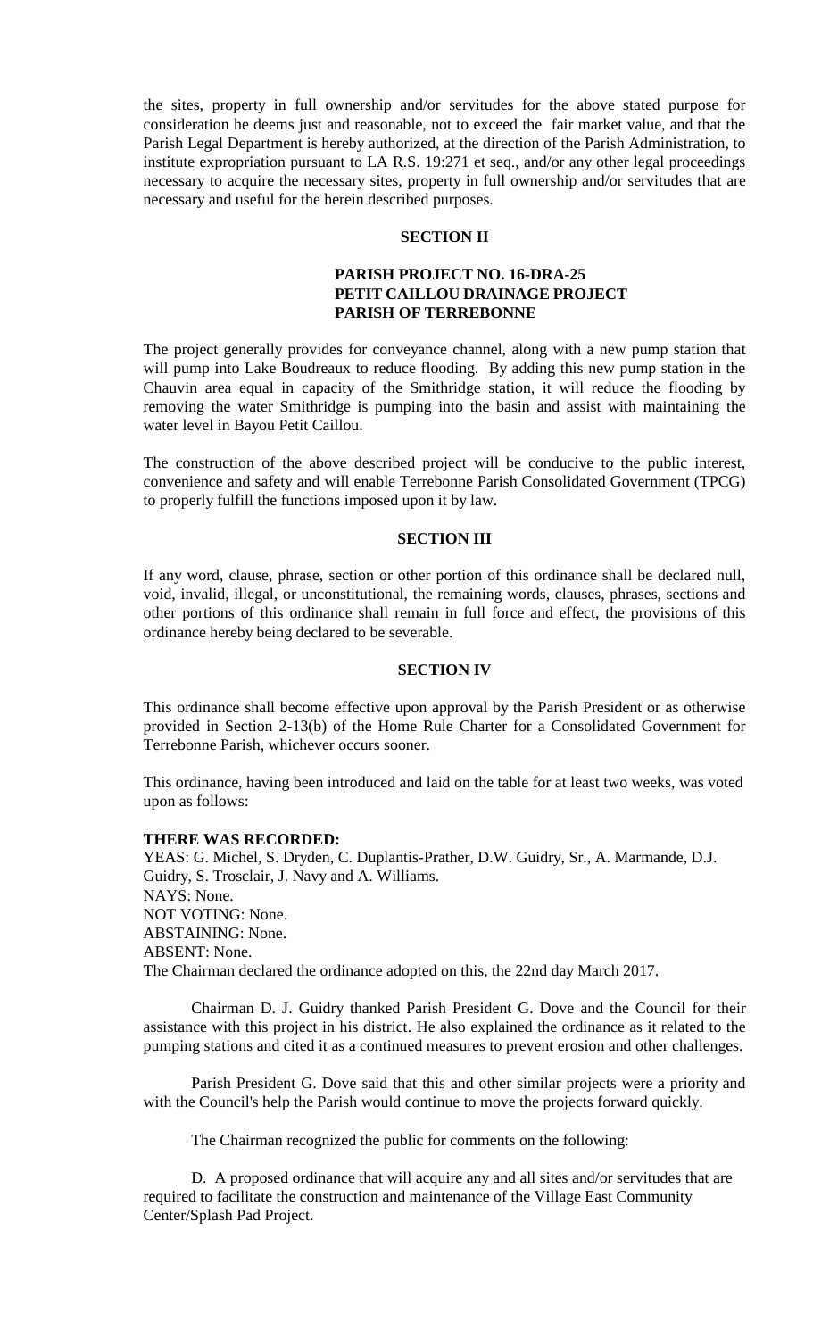the sites, property in full ownership and/or servitudes for the above stated purpose for consideration he deems just and reasonable, not to exceed the fair market value, and that the Parish Legal Department is hereby authorized, at the direction of the Parish Administration, to institute expropriation pursuant to LA R.S. 19:271 et seq., and/or any other legal proceedings necessary to acquire the necessary sites, property in full ownership and/or servitudes that are necessary and useful for the herein described purposes.

**SECTION II**

**PARISH PROJECT NO. 16-DRA-25**
**PETIT CAILLOU DRAINAGE PROJECT**
**PARISH OF TERREBONNE**

The project generally provides for conveyance channel, along with a new pump station that will pump into Lake Boudreaux to reduce flooding. By adding this new pump station in the Chauvin area equal in capacity of the Smithridge station, it will reduce the flooding by removing the water Smithridge is pumping into the basin and assist with maintaining the water level in Bayou Petit Caillou.

The construction of the above described project will be conducive to the public interest, convenience and safety and will enable Terrebonne Parish Consolidated Government (TPCG) to properly fulfill the functions imposed upon it by law.

**SECTION III**

If any word, clause, phrase, section or other portion of this ordinance shall be declared null, void, invalid, illegal, or unconstitutional, the remaining words, clauses, phrases, sections and other portions of this ordinance shall remain in full force and effect, the provisions of this ordinance hereby being declared to be severable.

**SECTION IV**

This ordinance shall become effective upon approval by the Parish President or as otherwise provided in Section 2-13(b) of the Home Rule Charter for a Consolidated Government for Terrebonne Parish, whichever occurs sooner.

This ordinance, having been introduced and laid on the table for at least two weeks, was voted upon as follows:

**THERE WAS RECORDED:**
YEAS: G. Michel, S. Dryden, C. Duplantis-Prather, D.W. Guidry, Sr., A. Marmande, D.J. Guidry, S. Trosclair, J. Navy and A. Williams.
NAYS: None.
NOT VOTING: None.
ABSTAINING: None.
ABSENT: None.
The Chairman declared the ordinance adopted on this, the 22nd day March 2017.

Chairman D. J. Guidry thanked Parish President G. Dove and the Council for their assistance with this project in his district. He also explained the ordinance as it related to the pumping stations and cited it as a continued measures to prevent erosion and other challenges.

Parish President G. Dove said that this and other similar projects were a priority and with the Council's help the Parish would continue to move the projects forward quickly.

The Chairman recognized the public for comments on the following:

D. A proposed ordinance that will acquire any and all sites and/or servitudes that are required to facilitate the construction and maintenance of the Village East Community Center/Splash Pad Project.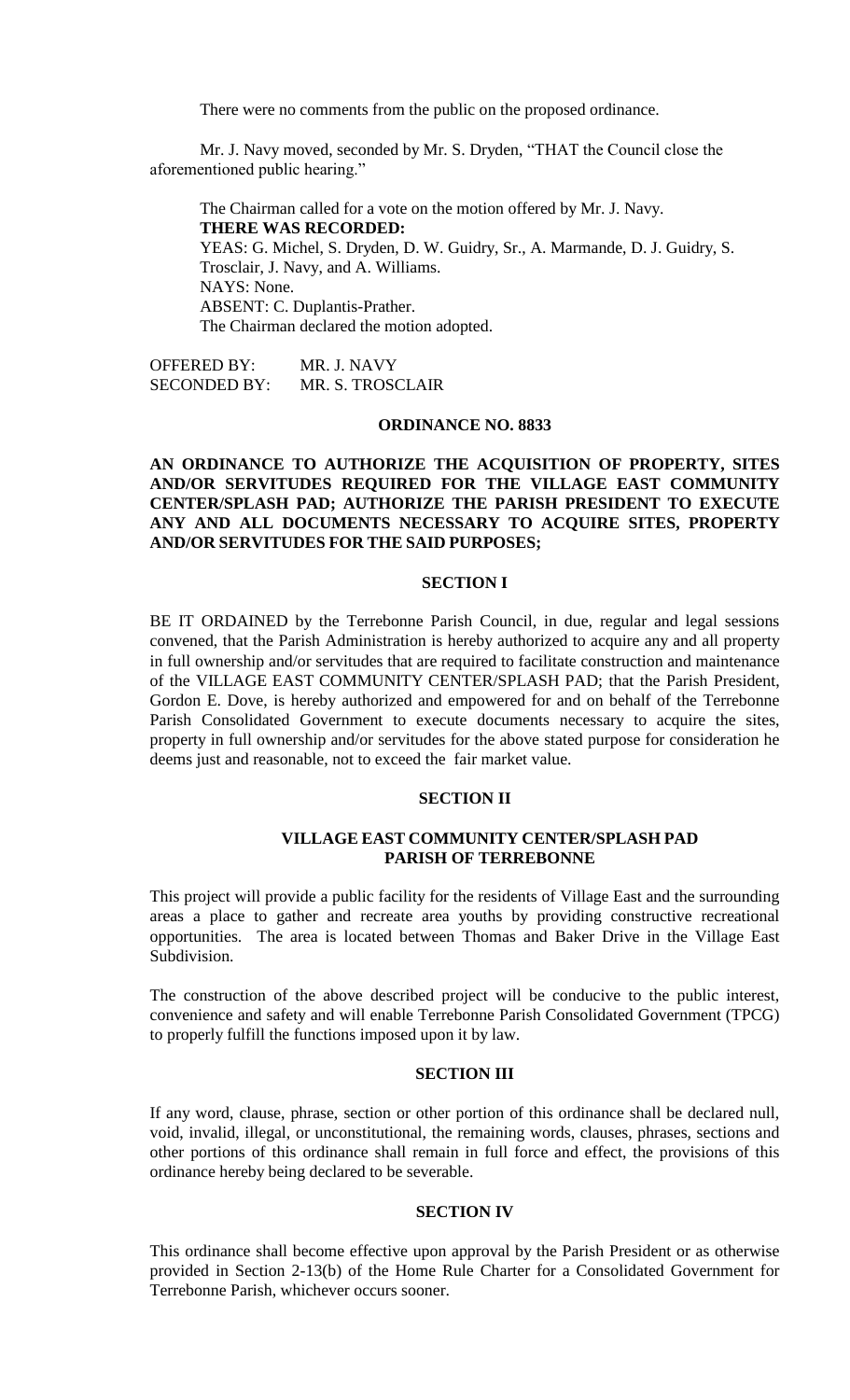There were no comments from the public on the proposed ordinance.

Mr. J. Navy moved, seconded by Mr. S. Dryden, "THAT the Council close the aforementioned public hearing."

The Chairman called for a vote on the motion offered by Mr. J. Navy.
**THERE WAS RECORDED:**
YEAS: G. Michel, S. Dryden, D. W. Guidry, Sr., A. Marmande, D. J. Guidry, S. Trosclair, J. Navy, and A. Williams.
NAYS: None.
ABSENT: C. Duplantis-Prather.
The Chairman declared the motion adopted.

OFFERED BY: MR. J. NAVY
SECONDED BY: MR. S. TROSCLAIR

**ORDINANCE NO. 8833**

**AN ORDINANCE TO AUTHORIZE THE ACQUISITION OF PROPERTY, SITES AND/OR SERVITUDES REQUIRED FOR THE VILLAGE EAST COMMUNITY CENTER/SPLASH PAD; AUTHORIZE THE PARISH PRESIDENT TO EXECUTE ANY AND ALL DOCUMENTS NECESSARY TO ACQUIRE SITES, PROPERTY AND/OR SERVITUDES FOR THE SAID PURPOSES;**

**SECTION I**

BE IT ORDAINED by the Terrebonne Parish Council, in due, regular and legal sessions convened, that the Parish Administration is hereby authorized to acquire any and all property in full ownership and/or servitudes that are required to facilitate construction and maintenance of the VILLAGE EAST COMMUNITY CENTER/SPLASH PAD; that the Parish President, Gordon E. Dove, is hereby authorized and empowered for and on behalf of the Terrebonne Parish Consolidated Government to execute documents necessary to acquire the sites, property in full ownership and/or servitudes for the above stated purpose for consideration he deems just and reasonable, not to exceed the fair market value.

**SECTION II**

**VILLAGE EAST COMMUNITY CENTER/SPLASH PAD**
**PARISH OF TERREBONNE**

This project will provide a public facility for the residents of Village East and the surrounding areas a place to gather and recreate area youths by providing constructive recreational opportunities. The area is located between Thomas and Baker Drive in the Village East Subdivision.

The construction of the above described project will be conducive to the public interest, convenience and safety and will enable Terrebonne Parish Consolidated Government (TPCG) to properly fulfill the functions imposed upon it by law.

**SECTION III**

If any word, clause, phrase, section or other portion of this ordinance shall be declared null, void, invalid, illegal, or unconstitutional, the remaining words, clauses, phrases, sections and other portions of this ordinance shall remain in full force and effect, the provisions of this ordinance hereby being declared to be severable.

**SECTION IV**

This ordinance shall become effective upon approval by the Parish President or as otherwise provided in Section 2-13(b) of the Home Rule Charter for a Consolidated Government for Terrebonne Parish, whichever occurs sooner.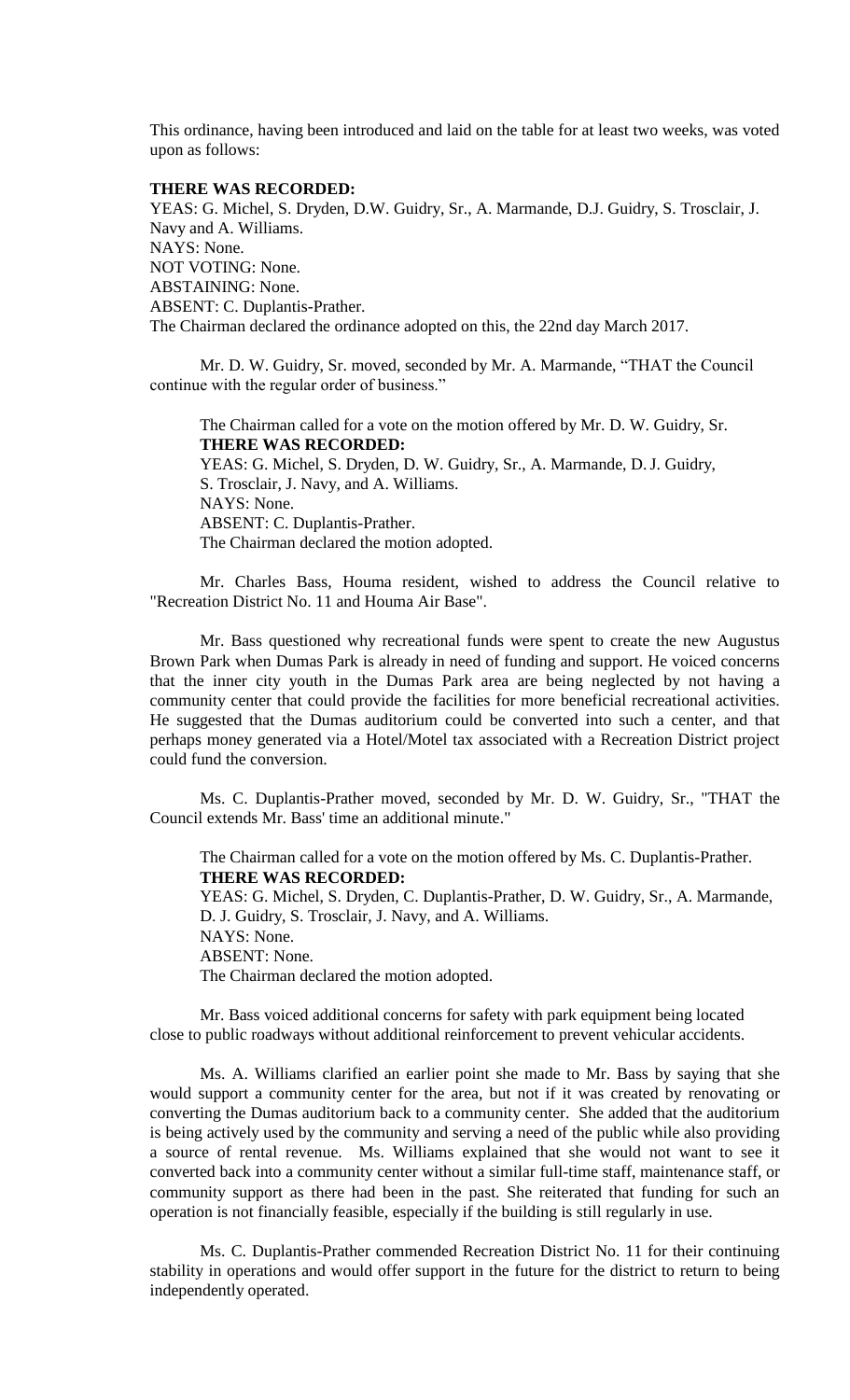This ordinance, having been introduced and laid on the table for at least two weeks, was voted upon as follows:

**THERE WAS RECORDED:**
YEAS: G. Michel, S. Dryden, D.W. Guidry, Sr., A. Marmande, D.J. Guidry, S. Trosclair, J. Navy and A. Williams.
NAYS: None.
NOT VOTING: None.
ABSTAINING: None.
ABSENT: C. Duplantis-Prather.
The Chairman declared the ordinance adopted on this, the 22nd day March 2017.

Mr. D. W. Guidry, Sr. moved, seconded by Mr. A. Marmande, "THAT the Council continue with the regular order of business."

The Chairman called for a vote on the motion offered by Mr. D. W. Guidry, Sr.
**THERE WAS RECORDED:**
YEAS: G. Michel, S. Dryden, D. W. Guidry, Sr., A. Marmande, D. J. Guidry, S. Trosclair, J. Navy, and A. Williams.
NAYS: None.
ABSENT: C. Duplantis-Prather.
The Chairman declared the motion adopted.

Mr. Charles Bass, Houma resident, wished to address the Council relative to "Recreation District No. 11 and Houma Air Base".

Mr. Bass questioned why recreational funds were spent to create the new Augustus Brown Park when Dumas Park is already in need of funding and support. He voiced concerns that the inner city youth in the Dumas Park area are being neglected by not having a community center that could provide the facilities for more beneficial recreational activities. He suggested that the Dumas auditorium could be converted into such a center, and that perhaps money generated via a Hotel/Motel tax associated with a Recreation District project could fund the conversion.

Ms. C. Duplantis-Prather moved, seconded by Mr. D. W. Guidry, Sr., "THAT the Council extends Mr. Bass' time an additional minute."

The Chairman called for a vote on the motion offered by Ms. C. Duplantis-Prather.
**THERE WAS RECORDED:**
YEAS: G. Michel, S. Dryden, C. Duplantis-Prather, D. W. Guidry, Sr., A. Marmande, D. J. Guidry, S. Trosclair, J. Navy, and A. Williams.
NAYS: None.
ABSENT: None.
The Chairman declared the motion adopted.

Mr. Bass voiced additional concerns for safety with park equipment being located close to public roadways without additional reinforcement to prevent vehicular accidents.

Ms. A. Williams clarified an earlier point she made to Mr. Bass by saying that she would support a community center for the area, but not if it was created by renovating or converting the Dumas auditorium back to a community center. She added that the auditorium is being actively used by the community and serving a need of the public while also providing a source of rental revenue. Ms. Williams explained that she would not want to see it converted back into a community center without a similar full-time staff, maintenance staff, or community support as there had been in the past. She reiterated that funding for such an operation is not financially feasible, especially if the building is still regularly in use.

Ms. C. Duplantis-Prather commended Recreation District No. 11 for their continuing stability in operations and would offer support in the future for the district to return to being independently operated.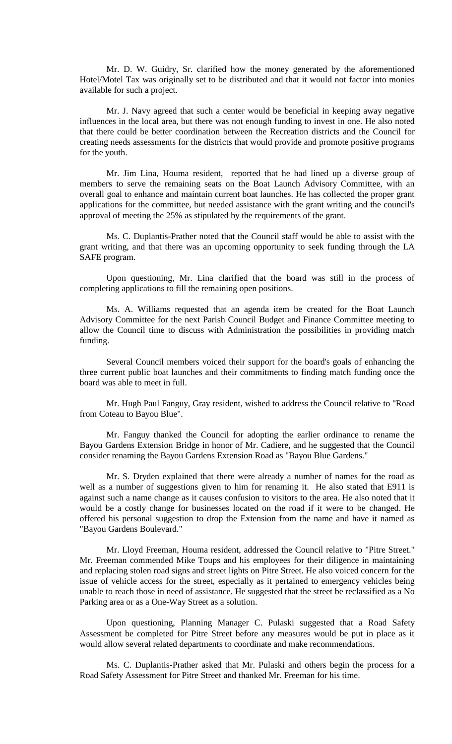Mr. D. W. Guidry, Sr. clarified how the money generated by the aforementioned Hotel/Motel Tax was originally set to be distributed and that it would not factor into monies available for such a project.

Mr. J. Navy agreed that such a center would be beneficial in keeping away negative influences in the local area, but there was not enough funding to invest in one. He also noted that there could be better coordination between the Recreation districts and the Council for creating needs assessments for the districts that would provide and promote positive programs for the youth.

Mr. Jim Lina, Houma resident, reported that he had lined up a diverse group of members to serve the remaining seats on the Boat Launch Advisory Committee, with an overall goal to enhance and maintain current boat launches. He has collected the proper grant applications for the committee, but needed assistance with the grant writing and the council's approval of meeting the 25% as stipulated by the requirements of the grant.

Ms. C. Duplantis-Prather noted that the Council staff would be able to assist with the grant writing, and that there was an upcoming opportunity to seek funding through the LA SAFE program.

Upon questioning, Mr. Lina clarified that the board was still in the process of completing applications to fill the remaining open positions.

Ms. A. Williams requested that an agenda item be created for the Boat Launch Advisory Committee for the next Parish Council Budget and Finance Committee meeting to allow the Council time to discuss with Administration the possibilities in providing match funding.

Several Council members voiced their support for the board's goals of enhancing the three current public boat launches and their commitments to finding match funding once the board was able to meet in full.

Mr. Hugh Paul Fanguy, Gray resident, wished to address the Council relative to "Road from Coteau to Bayou Blue".

Mr. Fanguy thanked the Council for adopting the earlier ordinance to rename the Bayou Gardens Extension Bridge in honor of Mr. Cadiere, and he suggested that the Council consider renaming the Bayou Gardens Extension Road as "Bayou Blue Gardens."

Mr. S. Dryden explained that there were already a number of names for the road as well as a number of suggestions given to him for renaming it. He also stated that E911 is against such a name change as it causes confusion to visitors to the area. He also noted that it would be a costly change for businesses located on the road if it were to be changed. He offered his personal suggestion to drop the Extension from the name and have it named as "Bayou Gardens Boulevard."

Mr. Lloyd Freeman, Houma resident, addressed the Council relative to "Pitre Street." Mr. Freeman commended Mike Toups and his employees for their diligence in maintaining and replacing stolen road signs and street lights on Pitre Street. He also voiced concern for the issue of vehicle access for the street, especially as it pertained to emergency vehicles being unable to reach those in need of assistance. He suggested that the street be reclassified as a No Parking area or as a One-Way Street as a solution.

Upon questioning, Planning Manager C. Pulaski suggested that a Road Safety Assessment be completed for Pitre Street before any measures would be put in place as it would allow several related departments to coordinate and make recommendations.

Ms. C. Duplantis-Prather asked that Mr. Pulaski and others begin the process for a Road Safety Assessment for Pitre Street and thanked Mr. Freeman for his time.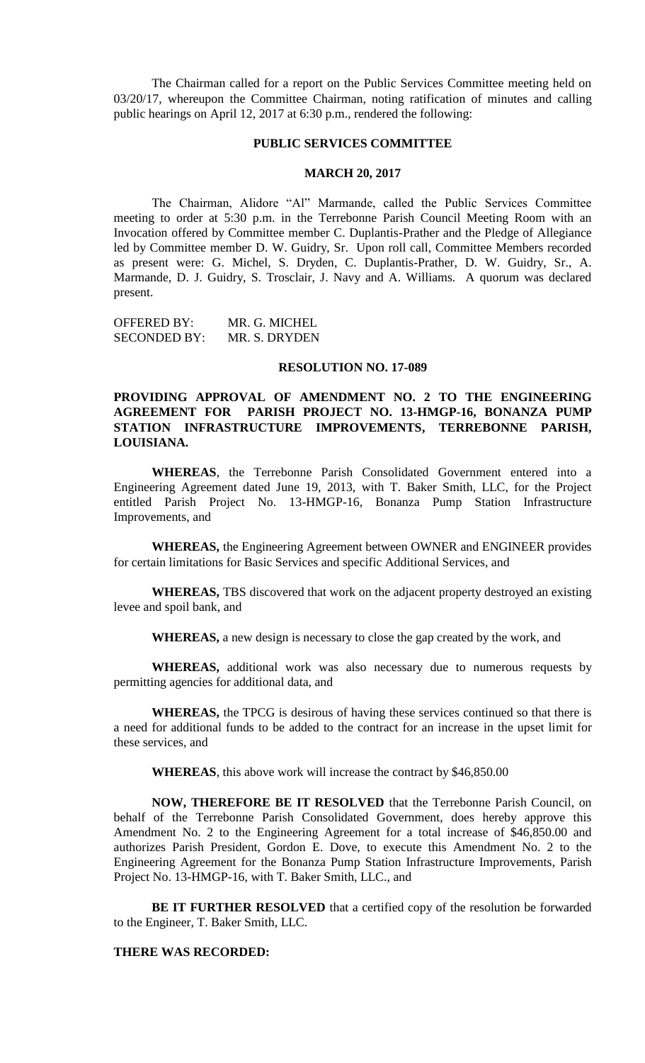The Chairman called for a report on the Public Services Committee meeting held on 03/20/17, whereupon the Committee Chairman, noting ratification of minutes and calling public hearings on April 12, 2017 at 6:30 p.m., rendered the following:

**PUBLIC SERVICES COMMITTEE**

**MARCH 20, 2017**

The Chairman, Alidore "Al" Marmande, called the Public Services Committee meeting to order at 5:30 p.m. in the Terrebonne Parish Council Meeting Room with an Invocation offered by Committee member C. Duplantis-Prather and the Pledge of Allegiance led by Committee member D. W. Guidry, Sr. Upon roll call, Committee Members recorded as present were: G. Michel, S. Dryden, C. Duplantis-Prather, D. W. Guidry, Sr., A. Marmande, D. J. Guidry, S. Trosclair, J. Navy and A. Williams. A quorum was declared present.

OFFERED BY: MR. G. MICHEL
SECONDED BY: MR. S. DRYDEN

**RESOLUTION NO. 17-089**

**PROVIDING APPROVAL OF AMENDMENT NO. 2 TO THE ENGINEERING AGREEMENT FOR PARISH PROJECT NO. 13-HMGP-16, BONANZA PUMP STATION INFRASTRUCTURE IMPROVEMENTS, TERREBONNE PARISH, LOUISIANA.**

**WHEREAS**, the Terrebonne Parish Consolidated Government entered into a Engineering Agreement dated June 19, 2013, with T. Baker Smith, LLC, for the Project entitled Parish Project No. 13-HMGP-16, Bonanza Pump Station Infrastructure Improvements, and

**WHEREAS,** the Engineering Agreement between OWNER and ENGINEER provides for certain limitations for Basic Services and specific Additional Services, and

**WHEREAS,** TBS discovered that work on the adjacent property destroyed an existing levee and spoil bank, and

**WHEREAS,** a new design is necessary to close the gap created by the work, and

**WHEREAS,** additional work was also necessary due to numerous requests by permitting agencies for additional data, and

**WHEREAS,** the TPCG is desirous of having these services continued so that there is a need for additional funds to be added to the contract for an increase in the upset limit for these services, and

**WHEREAS**, this above work will increase the contract by $46,850.00

**NOW, THEREFORE BE IT RESOLVED** that the Terrebonne Parish Council, on behalf of the Terrebonne Parish Consolidated Government, does hereby approve this Amendment No. 2 to the Engineering Agreement for a total increase of $46,850.00 and authorizes Parish President, Gordon E. Dove, to execute this Amendment No. 2 to the Engineering Agreement for the Bonanza Pump Station Infrastructure Improvements, Parish Project No. 13-HMGP-16, with T. Baker Smith, LLC., and

**BE IT FURTHER RESOLVED** that a certified copy of the resolution be forwarded to the Engineer, T. Baker Smith, LLC.

**THERE WAS RECORDED:**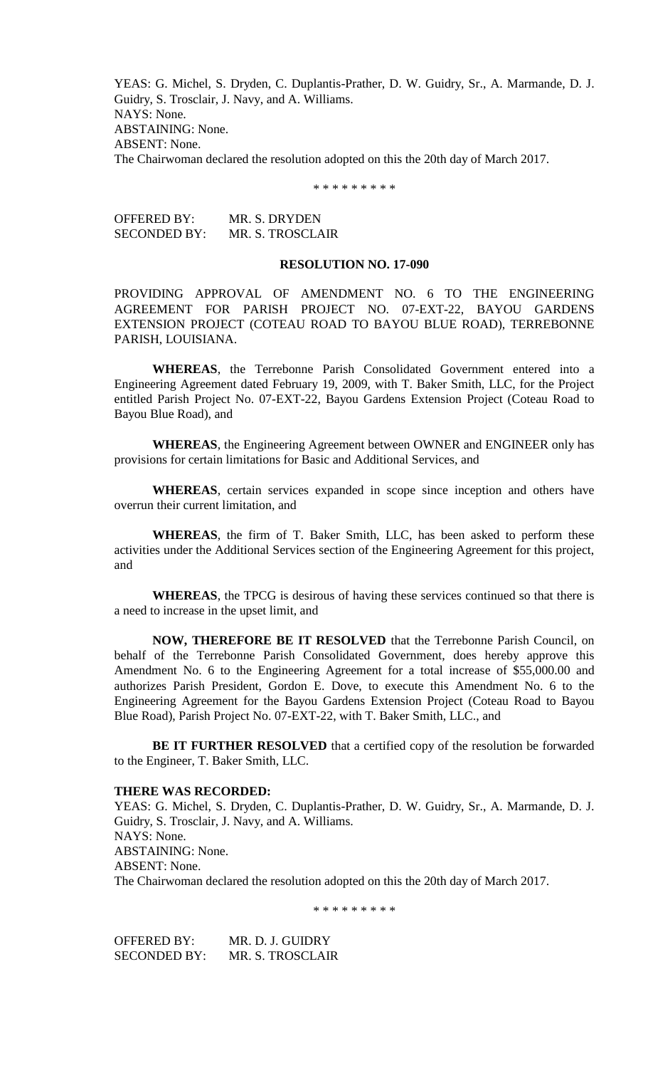YEAS: G. Michel, S. Dryden, C. Duplantis-Prather, D. W. Guidry, Sr., A. Marmande, D. J. Guidry, S. Trosclair, J. Navy, and A. Williams.
NAYS: None.
ABSTAINING: None.
ABSENT: None.
The Chairwoman declared the resolution adopted on this the 20th day of March 2017.

\* \* \* \* \* \* \* \* \*

OFFERED BY: MR. S. DRYDEN
SECONDED BY: MR. S. TROSCLAIR

**RESOLUTION NO. 17-090**

PROVIDING APPROVAL OF AMENDMENT NO. 6 TO THE ENGINEERING AGREEMENT FOR PARISH PROJECT NO. 07-EXT-22, BAYOU GARDENS EXTENSION PROJECT (COTEAU ROAD TO BAYOU BLUE ROAD), TERREBONNE PARISH, LOUISIANA.

**WHEREAS**, the Terrebonne Parish Consolidated Government entered into a Engineering Agreement dated February 19, 2009, with T. Baker Smith, LLC, for the Project entitled Parish Project No. 07-EXT-22, Bayou Gardens Extension Project (Coteau Road to Bayou Blue Road), and

**WHEREAS**, the Engineering Agreement between OWNER and ENGINEER only has provisions for certain limitations for Basic and Additional Services, and

**WHEREAS**, certain services expanded in scope since inception and others have overrun their current limitation, and

**WHEREAS**, the firm of T. Baker Smith, LLC, has been asked to perform these activities under the Additional Services section of the Engineering Agreement for this project, and

**WHEREAS**, the TPCG is desirous of having these services continued so that there is a need to increase in the upset limit, and

**NOW, THEREFORE BE IT RESOLVED** that the Terrebonne Parish Council, on behalf of the Terrebonne Parish Consolidated Government, does hereby approve this Amendment No. 6 to the Engineering Agreement for a total increase of $55,000.00 and authorizes Parish President, Gordon E. Dove, to execute this Amendment No. 6 to the Engineering Agreement for the Bayou Gardens Extension Project (Coteau Road to Bayou Blue Road), Parish Project No. 07-EXT-22, with T. Baker Smith, LLC., and

**BE IT FURTHER RESOLVED** that a certified copy of the resolution be forwarded to the Engineer, T. Baker Smith, LLC.

**THERE WAS RECORDED:**
YEAS: G. Michel, S. Dryden, C. Duplantis-Prather, D. W. Guidry, Sr., A. Marmande, D. J. Guidry, S. Trosclair, J. Navy, and A. Williams.
NAYS: None.
ABSTAINING: None.
ABSENT: None.
The Chairwoman declared the resolution adopted on this the 20th day of March 2017.

\* \* \* \* \* \* \* \* \*

OFFERED BY: MR. D. J. GUIDRY
SECONDED BY: MR. S. TROSCLAIR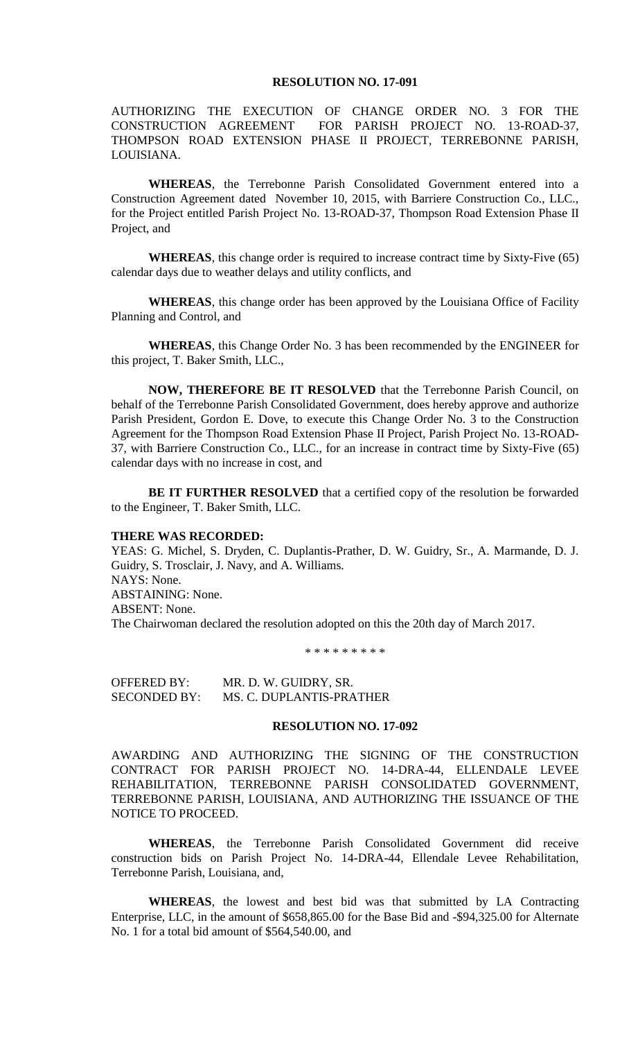## RESOLUTION NO. 17-091

AUTHORIZING THE EXECUTION OF CHANGE ORDER NO. 3 FOR THE CONSTRUCTION AGREEMENT FOR PARISH PROJECT NO. 13-ROAD-37, THOMPSON ROAD EXTENSION PHASE II PROJECT, TERREBONNE PARISH, LOUISIANA.

**WHEREAS**, the Terrebonne Parish Consolidated Government entered into a Construction Agreement dated November 10, 2015, with Barriere Construction Co., LLC., for the Project entitled Parish Project No. 13-ROAD-37, Thompson Road Extension Phase II Project, and

**WHEREAS**, this change order is required to increase contract time by Sixty-Five (65) calendar days due to weather delays and utility conflicts, and

**WHEREAS**, this change order has been approved by the Louisiana Office of Facility Planning and Control, and

**WHEREAS**, this Change Order No. 3 has been recommended by the ENGINEER for this project, T. Baker Smith, LLC.,

**NOW, THEREFORE BE IT RESOLVED** that the Terrebonne Parish Council, on behalf of the Terrebonne Parish Consolidated Government, does hereby approve and authorize Parish President, Gordon E. Dove, to execute this Change Order No. 3 to the Construction Agreement for the Thompson Road Extension Phase II Project, Parish Project No. 13-ROAD-37, with Barriere Construction Co., LLC., for an increase in contract time by Sixty-Five (65) calendar days with no increase in cost, and

**BE IT FURTHER RESOLVED** that a certified copy of the resolution be forwarded to the Engineer, T. Baker Smith, LLC.

**THERE WAS RECORDED:**

YEAS: G. Michel, S. Dryden, C. Duplantis-Prather, D. W. Guidry, Sr., A. Marmande, D. J. Guidry, S. Trosclair, J. Navy, and A. Williams.
NAYS: None.
ABSTAINING: None.
ABSENT: None.
The Chairwoman declared the resolution adopted on this the 20th day of March 2017.

\* \* \* \* \* \* \* \* \*

OFFERED BY: MR. D. W. GUIDRY, SR.
SECONDED BY: MS. C. DUPLANTIS-PRATHER

## RESOLUTION NO. 17-092

AWARDING AND AUTHORIZING THE SIGNING OF THE CONSTRUCTION CONTRACT FOR PARISH PROJECT NO. 14-DRA-44, ELLENDALE LEVEE REHABILITATION, TERREBONNE PARISH CONSOLIDATED GOVERNMENT, TERREBONNE PARISH, LOUISIANA, AND AUTHORIZING THE ISSUANCE OF THE NOTICE TO PROCEED.

**WHEREAS**, the Terrebonne Parish Consolidated Government did receive construction bids on Parish Project No. 14-DRA-44, Ellendale Levee Rehabilitation, Terrebonne Parish, Louisiana, and,

**WHEREAS**, the lowest and best bid was that submitted by LA Contracting Enterprise, LLC, in the amount of $658,865.00 for the Base Bid and -$94,325.00 for Alternate No. 1 for a total bid amount of $564,540.00, and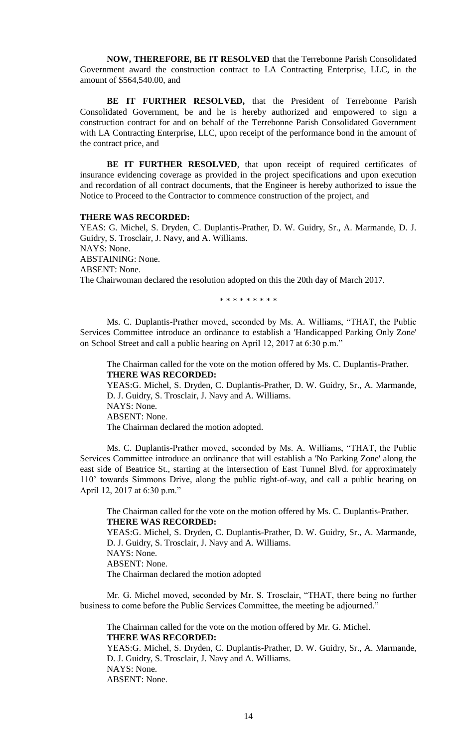**NOW, THEREFORE, BE IT RESOLVED** that the Terrebonne Parish Consolidated Government award the construction contract to LA Contracting Enterprise, LLC, in the amount of $564,540.00, and

**BE IT FURTHER RESOLVED,** that the President of Terrebonne Parish Consolidated Government, be and he is hereby authorized and empowered to sign a construction contract for and on behalf of the Terrebonne Parish Consolidated Government with LA Contracting Enterprise, LLC, upon receipt of the performance bond in the amount of the contract price, and

**BE IT FURTHER RESOLVED**, that upon receipt of required certificates of insurance evidencing coverage as provided in the project specifications and upon execution and recordation of all contract documents, that the Engineer is hereby authorized to issue the Notice to Proceed to the Contractor to commence construction of the project, and

**THERE WAS RECORDED:**
YEAS: G. Michel, S. Dryden, C. Duplantis-Prather, D. W. Guidry, Sr., A. Marmande, D. J. Guidry, S. Trosclair, J. Navy, and A. Williams.
NAYS: None.
ABSTAINING: None.
ABSENT: None.
The Chairwoman declared the resolution adopted on this the 20th day of March 2017.

\* \* \* \* \* \* \* \* \*

Ms. C. Duplantis-Prather moved, seconded by Ms. A. Williams, "THAT, the Public Services Committee introduce an ordinance to establish a 'Handicapped Parking Only Zone' on School Street and call a public hearing on April 12, 2017 at 6:30 p.m."

The Chairman called for the vote on the motion offered by Ms. C. Duplantis-Prather.
**THERE WAS RECORDED:**
YEAS:G. Michel, S. Dryden, C. Duplantis-Prather, D. W. Guidry, Sr., A. Marmande, D. J. Guidry, S. Trosclair, J. Navy and A. Williams.
NAYS: None.
ABSENT: None.
The Chairman declared the motion adopted.

Ms. C. Duplantis-Prather moved, seconded by Ms. A. Williams, "THAT, the Public Services Committee introduce an ordinance that will establish a 'No Parking Zone' along the east side of Beatrice St., starting at the intersection of East Tunnel Blvd. for approximately 110' towards Simmons Drive, along the public right-of-way, and call a public hearing on April 12, 2017 at 6:30 p.m."

The Chairman called for the vote on the motion offered by Ms. C. Duplantis-Prather.
**THERE WAS RECORDED:**
YEAS:G. Michel, S. Dryden, C. Duplantis-Prather, D. W. Guidry, Sr., A. Marmande, D. J. Guidry, S. Trosclair, J. Navy and A. Williams.
NAYS: None.
ABSENT: None.
The Chairman declared the motion adopted

Mr. G. Michel moved, seconded by Mr. S. Trosclair, "THAT, there being no further business to come before the Public Services Committee, the meeting be adjourned."

The Chairman called for the vote on the motion offered by Mr. G. Michel.
**THERE WAS RECORDED:**
YEAS:G. Michel, S. Dryden, C. Duplantis-Prather, D. W. Guidry, Sr., A. Marmande, D. J. Guidry, S. Trosclair, J. Navy and A. Williams.
NAYS: None.
ABSENT: None.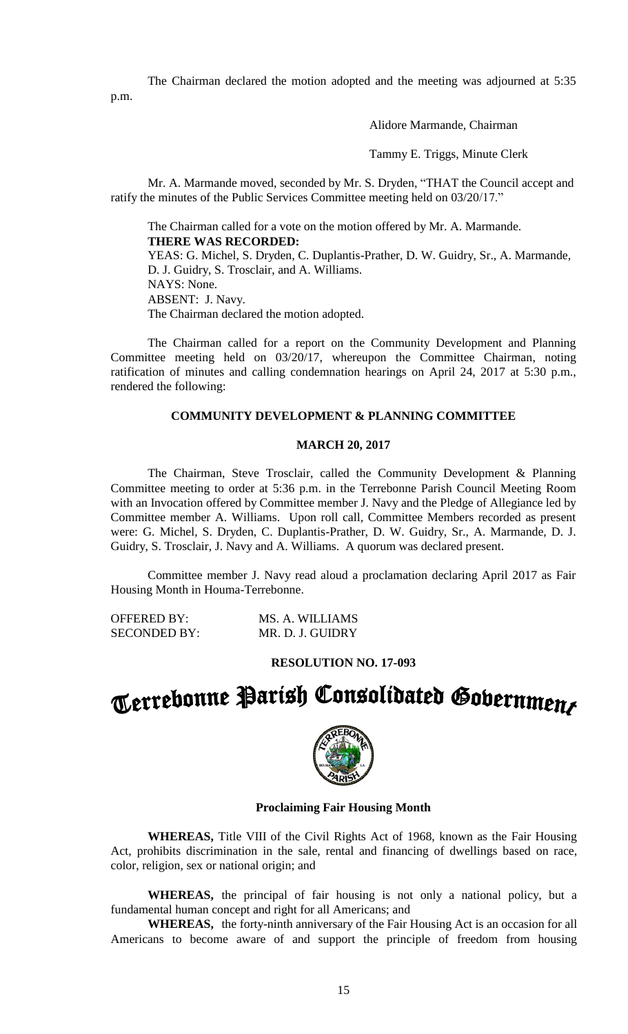The Chairman declared the motion adopted and the meeting was adjourned at 5:35 p.m.

Alidore Marmande, Chairman

Tammy E. Triggs, Minute Clerk

Mr. A. Marmande moved, seconded by Mr. S. Dryden, "THAT the Council accept and ratify the minutes of the Public Services Committee meeting held on 03/20/17."

The Chairman called for a vote on the motion offered by Mr. A. Marmande.
**THERE WAS RECORDED:**
YEAS: G. Michel, S. Dryden, C. Duplantis-Prather, D. W. Guidry, Sr., A. Marmande, D. J. Guidry, S. Trosclair, and A. Williams.
NAYS: None.
ABSENT: J. Navy.
The Chairman declared the motion adopted.

The Chairman called for a report on the Community Development and Planning Committee meeting held on 03/20/17, whereupon the Committee Chairman, noting ratification of minutes and calling condemnation hearings on April 24, 2017 at 5:30 p.m., rendered the following:

**COMMUNITY DEVELOPMENT & PLANNING COMMITTEE**

**MARCH 20, 2017**

The Chairman, Steve Trosclair, called the Community Development & Planning Committee meeting to order at 5:36 p.m. in the Terrebonne Parish Council Meeting Room with an Invocation offered by Committee member J. Navy and the Pledge of Allegiance led by Committee member A. Williams. Upon roll call, Committee Members recorded as present were: G. Michel, S. Dryden, C. Duplantis-Prather, D. W. Guidry, Sr., A. Marmande, D. J. Guidry, S. Trosclair, J. Navy and A. Williams. A quorum was declared present.

Committee member J. Navy read aloud a proclamation declaring April 2017 as Fair Housing Month in Houma-Terrebonne.

OFFERED BY: MS. A. WILLIAMS
SECONDED BY: MR. D. J. GUIDRY

**RESOLUTION NO. 17-093**

# Terrebonne Parish Consolidated Government

**Proclaiming Fair Housing Month**

**WHEREAS,** Title VIII of the Civil Rights Act of 1968, known as the Fair Housing Act, prohibits discrimination in the sale, rental and financing of dwellings based on race, color, religion, sex or national origin; and

**WHEREAS,** the principal of fair housing is not only a national policy, but a fundamental human concept and right for all Americans; and

**WHEREAS,** the forty-ninth anniversary of the Fair Housing Act is an occasion for all Americans to become aware of and support the principle of freedom from housing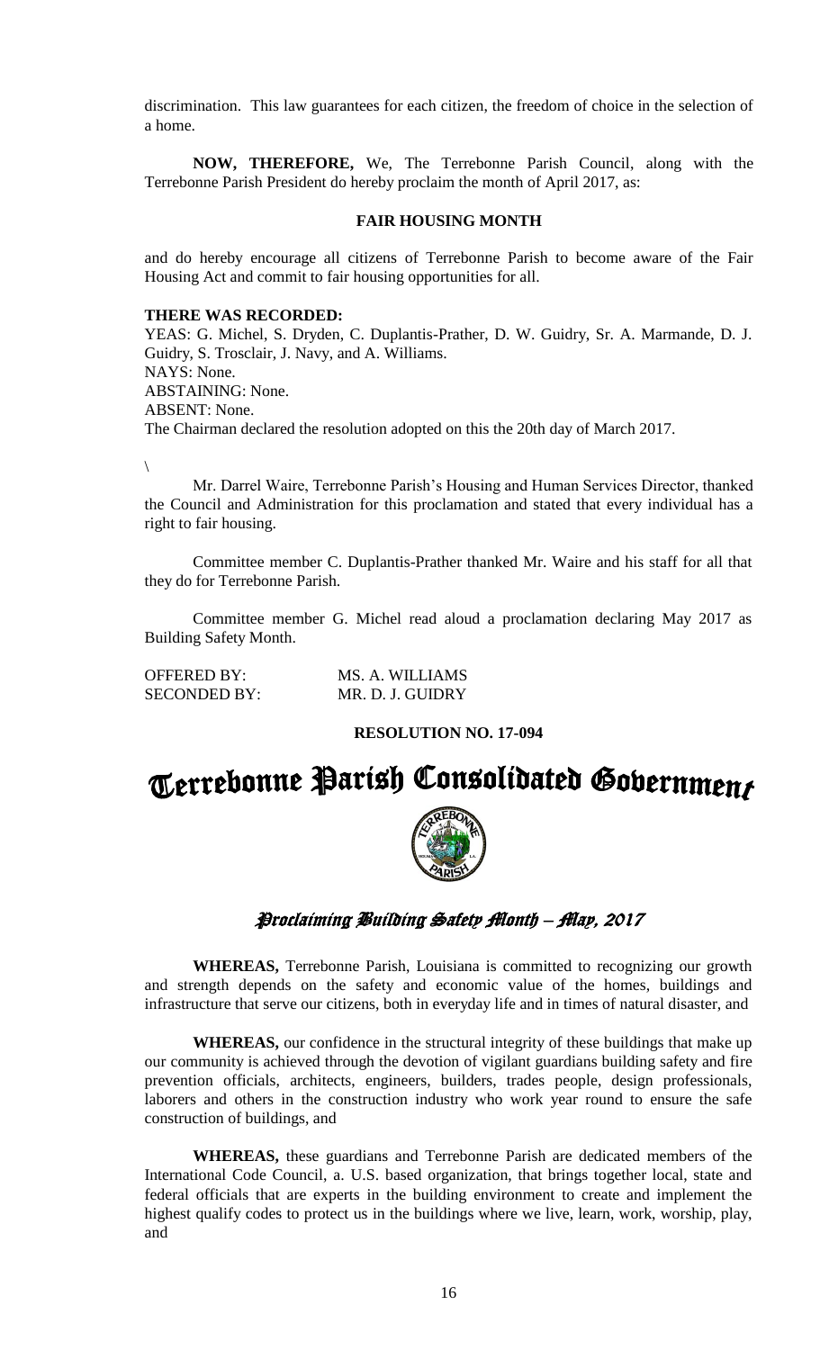discrimination. This law guarantees for each citizen, the freedom of choice in the selection of a home.

**NOW, THEREFORE,** We, The Terrebonne Parish Council, along with the Terrebonne Parish President do hereby proclaim the month of April 2017, as:

**FAIR HOUSING MONTH**

and do hereby encourage all citizens of Terrebonne Parish to become aware of the Fair Housing Act and commit to fair housing opportunities for all.

**THERE WAS RECORDED:**
YEAS: G. Michel, S. Dryden, C. Duplantis-Prather, D. W. Guidry, Sr. A. Marmande, D. J. Guidry, S. Trosclair, J. Navy, and A. Williams.
NAYS: None.
ABSTAINING: None.
ABSENT: None.
The Chairman declared the resolution adopted on this the 20th day of March 2017.

\

Mr. Darrel Waire, Terrebonne Parish's Housing and Human Services Director, thanked the Council and Administration for this proclamation and stated that every individual has a right to fair housing.

Committee member C. Duplantis-Prather thanked Mr. Waire and his staff for all that they do for Terrebonne Parish.

Committee member G. Michel read aloud a proclamation declaring May 2017 as Building Safety Month.

OFFERED BY: MS. A. WILLIAMS
SECONDED BY: MR. D. J. GUIDRY

**RESOLUTION NO. 17-094**

# Terrebonne Parish Consolidated Government

## *Proclaiming Building Safety Month – May, 2017*

**WHEREAS,** Terrebonne Parish, Louisiana is committed to recognizing our growth and strength depends on the safety and economic value of the homes, buildings and infrastructure that serve our citizens, both in everyday life and in times of natural disaster, and

**WHEREAS,** our confidence in the structural integrity of these buildings that make up our community is achieved through the devotion of vigilant guardians building safety and fire prevention officials, architects, engineers, builders, trades people, design professionals, laborers and others in the construction industry who work year round to ensure the safe construction of buildings, and

**WHEREAS,** these guardians and Terrebonne Parish are dedicated members of the International Code Council, a. U.S. based organization, that brings together local, state and federal officials that are experts in the building environment to create and implement the highest qualify codes to protect us in the buildings where we live, learn, work, worship, play, and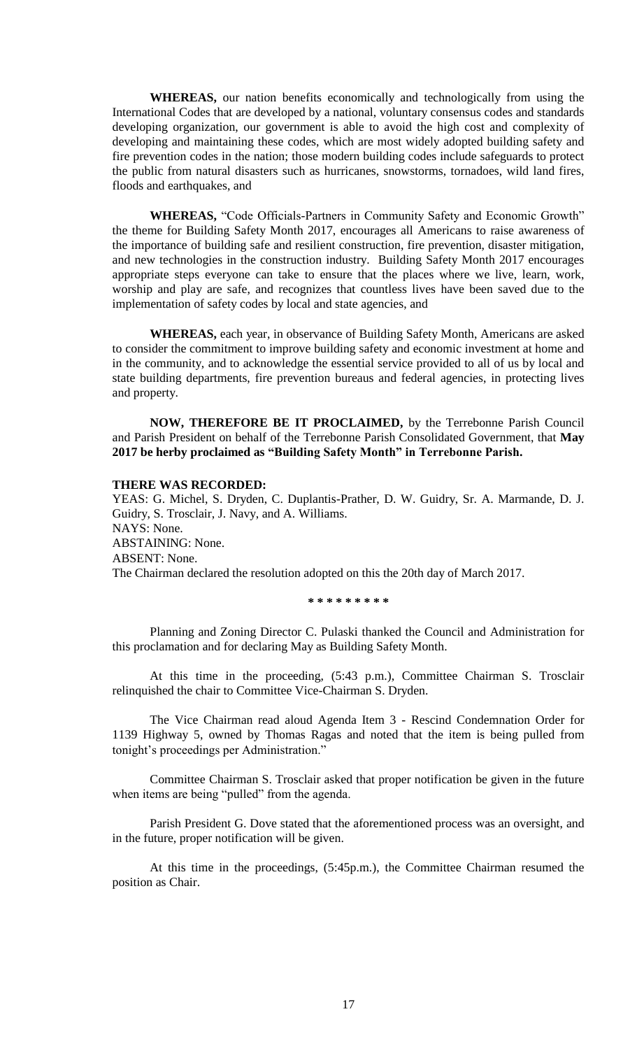**WHEREAS,** our nation benefits economically and technologically from using the International Codes that are developed by a national, voluntary consensus codes and standards developing organization, our government is able to avoid the high cost and complexity of developing and maintaining these codes, which are most widely adopted building safety and fire prevention codes in the nation; those modern building codes include safeguards to protect the public from natural disasters such as hurricanes, snowstorms, tornadoes, wild land fires, floods and earthquakes, and

**WHEREAS,** "Code Officials-Partners in Community Safety and Economic Growth" the theme for Building Safety Month 2017, encourages all Americans to raise awareness of the importance of building safe and resilient construction, fire prevention, disaster mitigation, and new technologies in the construction industry. Building Safety Month 2017 encourages appropriate steps everyone can take to ensure that the places where we live, learn, work, worship and play are safe, and recognizes that countless lives have been saved due to the implementation of safety codes by local and state agencies, and

**WHEREAS,** each year, in observance of Building Safety Month, Americans are asked to consider the commitment to improve building safety and economic investment at home and in the community, and to acknowledge the essential service provided to all of us by local and state building departments, fire prevention bureaus and federal agencies, in protecting lives and property.

**NOW, THEREFORE BE IT PROCLAIMED,** by the Terrebonne Parish Council and Parish President on behalf of the Terrebonne Parish Consolidated Government, that **May 2017 be herby proclaimed as "Building Safety Month" in Terrebonne Parish.**

**THERE WAS RECORDED:**

YEAS: G. Michel, S. Dryden, C. Duplantis-Prather, D. W. Guidry, Sr. A. Marmande, D. J. Guidry, S. Trosclair, J. Navy, and A. Williams.
NAYS: None.
ABSTAINING: None.
ABSENT: None.
The Chairman declared the resolution adopted on this the 20th day of March 2017.

\* \* \* \* \* \* \* \* \*

Planning and Zoning Director C. Pulaski thanked the Council and Administration for this proclamation and for declaring May as Building Safety Month.

At this time in the proceeding, (5:43 p.m.), Committee Chairman S. Trosclair relinquished the chair to Committee Vice-Chairman S. Dryden.

The Vice Chairman read aloud Agenda Item 3 - Rescind Condemnation Order for 1139 Highway 5, owned by Thomas Ragas and noted that the item is being pulled from tonight's proceedings per Administration."

Committee Chairman S. Trosclair asked that proper notification be given in the future when items are being "pulled" from the agenda.

Parish President G. Dove stated that the aforementioned process was an oversight, and in the future, proper notification will be given.

At this time in the proceedings, (5:45p.m.), the Committee Chairman resumed the position as Chair.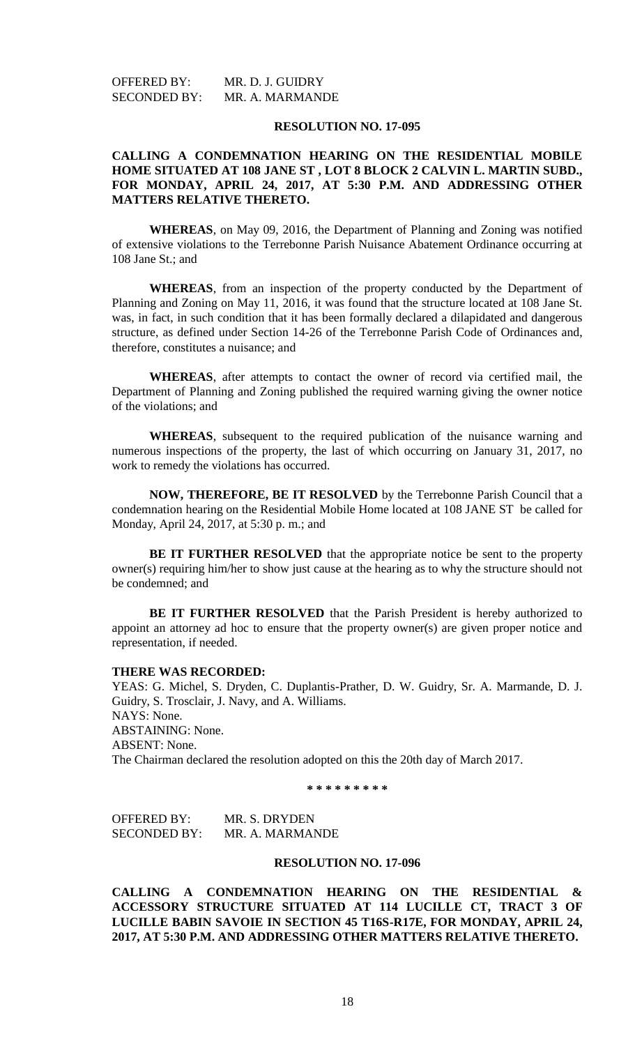OFFERED BY: MR. D. J. GUIDRY
SECONDED BY: MR. A. MARMANDE

**RESOLUTION NO. 17-095**

**CALLING A CONDEMNATION HEARING ON THE RESIDENTIAL MOBILE HOME SITUATED AT 108 JANE ST , LOT 8 BLOCK 2 CALVIN L. MARTIN SUBD., FOR MONDAY, APRIL 24, 2017, AT 5:30 P.M. AND ADDRESSING OTHER MATTERS RELATIVE THERETO.**

**WHEREAS**, on May 09, 2016, the Department of Planning and Zoning was notified of extensive violations to the Terrebonne Parish Nuisance Abatement Ordinance occurring at 108 Jane St.; and

**WHEREAS**, from an inspection of the property conducted by the Department of Planning and Zoning on May 11, 2016, it was found that the structure located at 108 Jane St. was, in fact, in such condition that it has been formally declared a dilapidated and dangerous structure, as defined under Section 14-26 of the Terrebonne Parish Code of Ordinances and, therefore, constitutes a nuisance; and

**WHEREAS**, after attempts to contact the owner of record via certified mail, the Department of Planning and Zoning published the required warning giving the owner notice of the violations; and

**WHEREAS**, subsequent to the required publication of the nuisance warning and numerous inspections of the property, the last of which occurring on January 31, 2017, no work to remedy the violations has occurred.

**NOW, THEREFORE, BE IT RESOLVED** by the Terrebonne Parish Council that a condemnation hearing on the Residential Mobile Home located at 108 JANE ST be called for Monday, April 24, 2017, at 5:30 p. m.; and

**BE IT FURTHER RESOLVED** that the appropriate notice be sent to the property owner(s) requiring him/her to show just cause at the hearing as to why the structure should not be condemned; and

**BE IT FURTHER RESOLVED** that the Parish President is hereby authorized to appoint an attorney ad hoc to ensure that the property owner(s) are given proper notice and representation, if needed.

**THERE WAS RECORDED:**

YEAS: G. Michel, S. Dryden, C. Duplantis-Prather, D. W. Guidry, Sr. A. Marmande, D. J. Guidry, S. Trosclair, J. Navy, and A. Williams.
NAYS: None.
ABSTAINING: None.
ABSENT: None.
The Chairman declared the resolution adopted on this the 20th day of March 2017.

**\* \* \* \* \* \* \* \* \***

OFFERED BY: MR. S. DRYDEN
SECONDED BY: MR. A. MARMANDE

**RESOLUTION NO. 17-096**

**CALLING A CONDEMNATION HEARING ON THE RESIDENTIAL & ACCESSORY STRUCTURE SITUATED AT 114 LUCILLE CT, TRACT 3 OF LUCILLE BABIN SAVOIE IN SECTION 45 T16S-R17E, FOR MONDAY, APRIL 24, 2017, AT 5:30 P.M. AND ADDRESSING OTHER MATTERS RELATIVE THERETO.**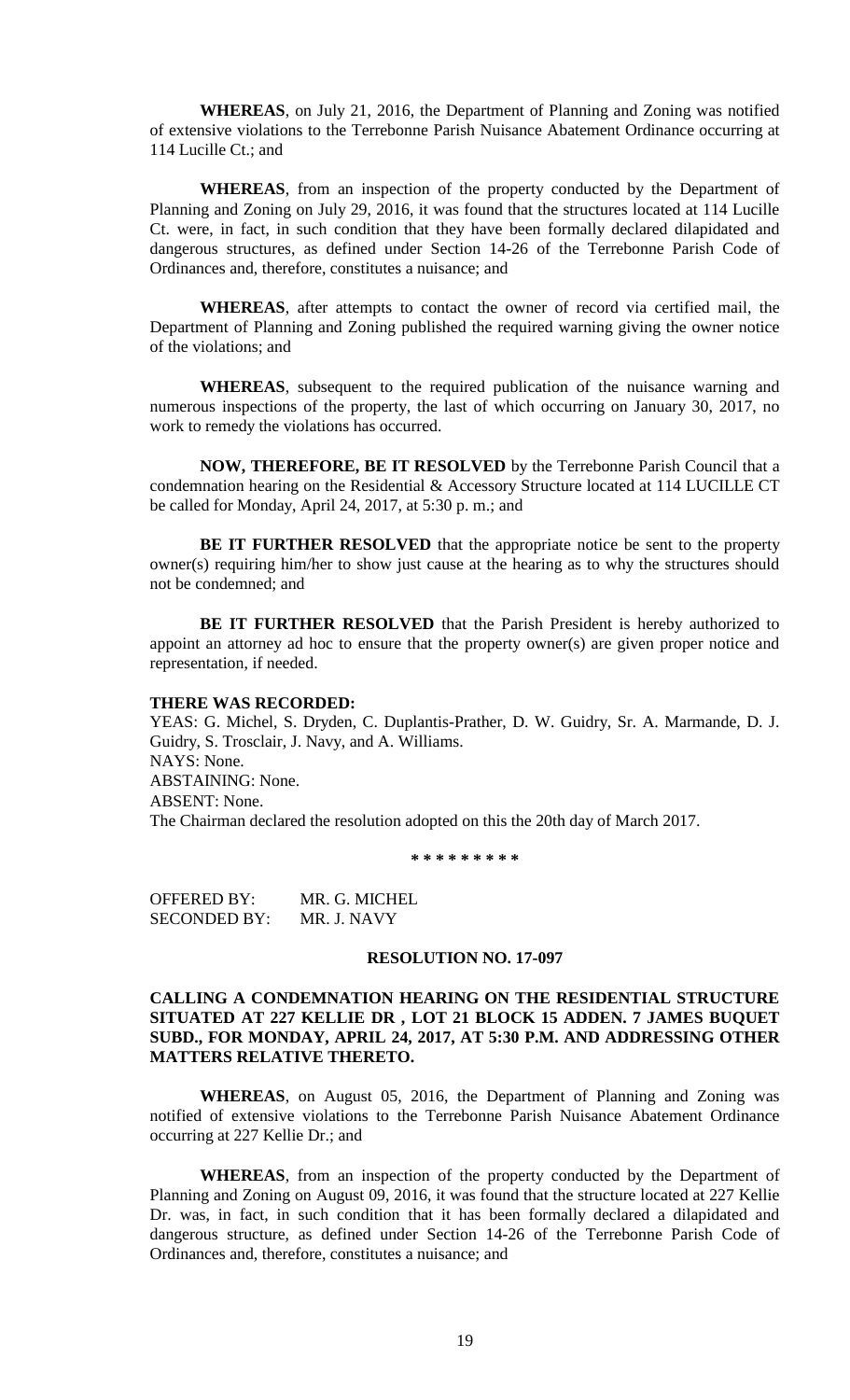**WHEREAS**, on July 21, 2016, the Department of Planning and Zoning was notified of extensive violations to the Terrebonne Parish Nuisance Abatement Ordinance occurring at 114 Lucille Ct.; and

**WHEREAS**, from an inspection of the property conducted by the Department of Planning and Zoning on July 29, 2016, it was found that the structures located at 114 Lucille Ct. were, in fact, in such condition that they have been formally declared dilapidated and dangerous structures, as defined under Section 14-26 of the Terrebonne Parish Code of Ordinances and, therefore, constitutes a nuisance; and

**WHEREAS**, after attempts to contact the owner of record via certified mail, the Department of Planning and Zoning published the required warning giving the owner notice of the violations; and

**WHEREAS**, subsequent to the required publication of the nuisance warning and numerous inspections of the property, the last of which occurring on January 30, 2017, no work to remedy the violations has occurred.

**NOW, THEREFORE, BE IT RESOLVED** by the Terrebonne Parish Council that a condemnation hearing on the Residential & Accessory Structure located at 114 LUCILLE CT be called for Monday, April 24, 2017, at 5:30 p. m.; and

**BE IT FURTHER RESOLVED** that the appropriate notice be sent to the property owner(s) requiring him/her to show just cause at the hearing as to why the structures should not be condemned; and

**BE IT FURTHER RESOLVED** that the Parish President is hereby authorized to appoint an attorney ad hoc to ensure that the property owner(s) are given proper notice and representation, if needed.

**THERE WAS RECORDED:**

YEAS: G. Michel, S. Dryden, C. Duplantis-Prather, D. W. Guidry, Sr. A. Marmande, D. J. Guidry, S. Trosclair, J. Navy, and A. Williams.
NAYS: None.
ABSTAINING: None.
ABSENT: None.
The Chairman declared the resolution adopted on this the 20th day of March 2017.

**\* \* \* \* \* \* \* \* \***

OFFERED BY: MR. G. MICHEL
SECONDED BY: MR. J. NAVY

**RESOLUTION NO. 17-097**

**CALLING A CONDEMNATION HEARING ON THE RESIDENTIAL STRUCTURE SITUATED AT 227 KELLIE DR , LOT 21 BLOCK 15 ADDEN. 7 JAMES BUQUET SUBD., FOR MONDAY, APRIL 24, 2017, AT 5:30 P.M. AND ADDRESSING OTHER MATTERS RELATIVE THERETO.**

**WHEREAS**, on August 05, 2016, the Department of Planning and Zoning was notified of extensive violations to the Terrebonne Parish Nuisance Abatement Ordinance occurring at 227 Kellie Dr.; and

**WHEREAS**, from an inspection of the property conducted by the Department of Planning and Zoning on August 09, 2016, it was found that the structure located at 227 Kellie Dr. was, in fact, in such condition that it has been formally declared a dilapidated and dangerous structure, as defined under Section 14-26 of the Terrebonne Parish Code of Ordinances and, therefore, constitutes a nuisance; and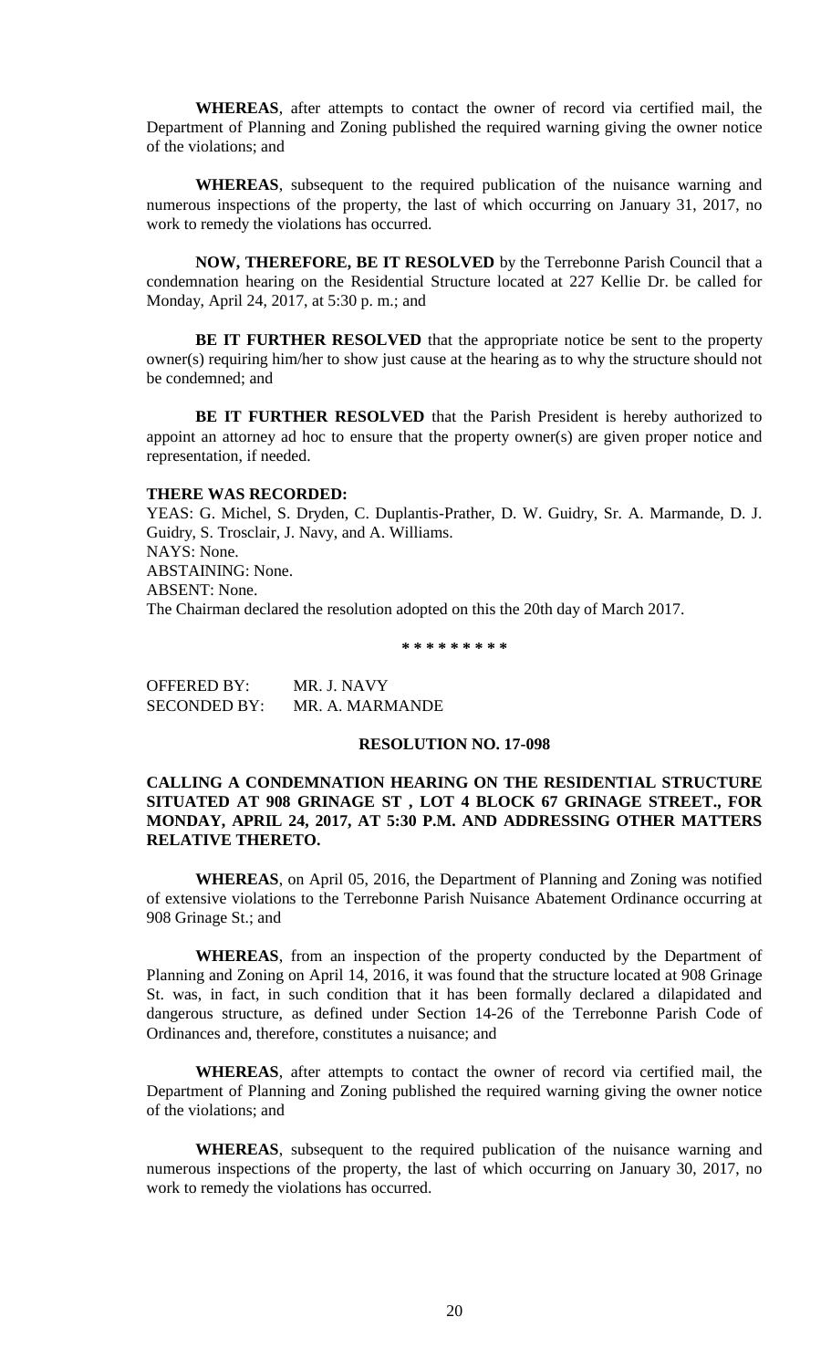**WHEREAS**, after attempts to contact the owner of record via certified mail, the Department of Planning and Zoning published the required warning giving the owner notice of the violations; and

**WHEREAS**, subsequent to the required publication of the nuisance warning and numerous inspections of the property, the last of which occurring on January 31, 2017, no work to remedy the violations has occurred.

**NOW, THEREFORE, BE IT RESOLVED** by the Terrebonne Parish Council that a condemnation hearing on the Residential Structure located at 227 Kellie Dr. be called for Monday, April 24, 2017, at 5:30 p. m.; and

**BE IT FURTHER RESOLVED** that the appropriate notice be sent to the property owner(s) requiring him/her to show just cause at the hearing as to why the structure should not be condemned; and

**BE IT FURTHER RESOLVED** that the Parish President is hereby authorized to appoint an attorney ad hoc to ensure that the property owner(s) are given proper notice and representation, if needed.

**THERE WAS RECORDED:**

YEAS: G. Michel, S. Dryden, C. Duplantis-Prather, D. W. Guidry, Sr. A. Marmande, D. J. Guidry, S. Trosclair, J. Navy, and A. Williams.
NAYS: None.
ABSTAINING: None.
ABSENT: None.
The Chairman declared the resolution adopted on this the 20th day of March 2017.

**\* \* \* \* \* \* \* \* \***

OFFERED BY: MR. J. NAVY
SECONDED BY: MR. A. MARMANDE

**RESOLUTION NO. 17-098**

**CALLING A CONDEMNATION HEARING ON THE RESIDENTIAL STRUCTURE SITUATED AT 908 GRINAGE ST , LOT 4 BLOCK 67 GRINAGE STREET., FOR MONDAY, APRIL 24, 2017, AT 5:30 P.M. AND ADDRESSING OTHER MATTERS RELATIVE THERETO.**

**WHEREAS**, on April 05, 2016, the Department of Planning and Zoning was notified of extensive violations to the Terrebonne Parish Nuisance Abatement Ordinance occurring at 908 Grinage St.; and

**WHEREAS**, from an inspection of the property conducted by the Department of Planning and Zoning on April 14, 2016, it was found that the structure located at 908 Grinage St. was, in fact, in such condition that it has been formally declared a dilapidated and dangerous structure, as defined under Section 14-26 of the Terrebonne Parish Code of Ordinances and, therefore, constitutes a nuisance; and

**WHEREAS**, after attempts to contact the owner of record via certified mail, the Department of Planning and Zoning published the required warning giving the owner notice of the violations; and

**WHEREAS**, subsequent to the required publication of the nuisance warning and numerous inspections of the property, the last of which occurring on January 30, 2017, no work to remedy the violations has occurred.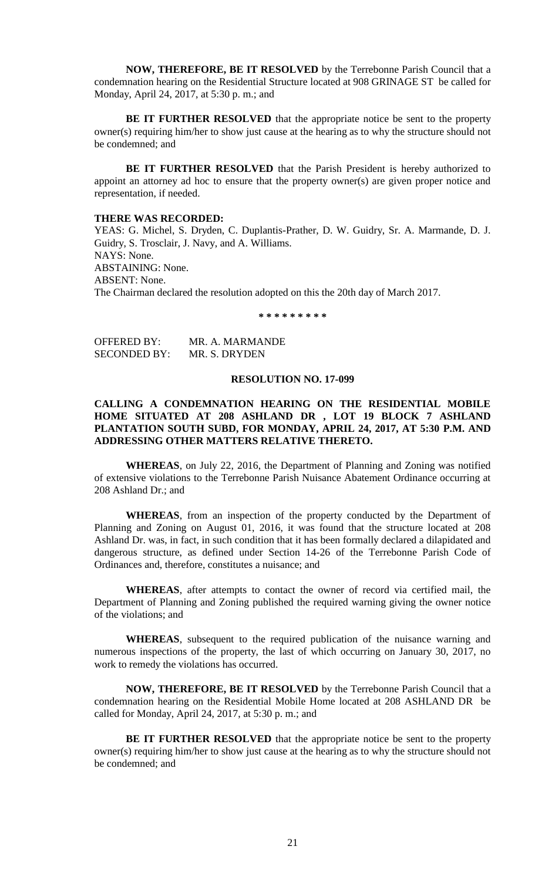**NOW, THEREFORE, BE IT RESOLVED** by the Terrebonne Parish Council that a condemnation hearing on the Residential Structure located at 908 GRINAGE ST be called for Monday, April 24, 2017, at 5:30 p. m.; and

**BE IT FURTHER RESOLVED** that the appropriate notice be sent to the property owner(s) requiring him/her to show just cause at the hearing as to why the structure should not be condemned; and

**BE IT FURTHER RESOLVED** that the Parish President is hereby authorized to appoint an attorney ad hoc to ensure that the property owner(s) are given proper notice and representation, if needed.

**THERE WAS RECORDED:**

YEAS: G. Michel, S. Dryden, C. Duplantis-Prather, D. W. Guidry, Sr. A. Marmande, D. J. Guidry, S. Trosclair, J. Navy, and A. Williams.
NAYS: None.
ABSTAINING: None.
ABSENT: None.
The Chairman declared the resolution adopted on this the 20th day of March 2017.

**\* \* \* \* \* \* \* \* \***

OFFERED BY: MR. A. MARMANDE
SECONDED BY: MR. S. DRYDEN

**RESOLUTION NO. 17-099**

**CALLING A CONDEMNATION HEARING ON THE RESIDENTIAL MOBILE HOME SITUATED AT 208 ASHLAND DR , LOT 19 BLOCK 7 ASHLAND PLANTATION SOUTH SUBD, FOR MONDAY, APRIL 24, 2017, AT 5:30 P.M. AND ADDRESSING OTHER MATTERS RELATIVE THERETO.**

**WHEREAS**, on July 22, 2016, the Department of Planning and Zoning was notified of extensive violations to the Terrebonne Parish Nuisance Abatement Ordinance occurring at 208 Ashland Dr.; and

**WHEREAS**, from an inspection of the property conducted by the Department of Planning and Zoning on August 01, 2016, it was found that the structure located at 208 Ashland Dr. was, in fact, in such condition that it has been formally declared a dilapidated and dangerous structure, as defined under Section 14-26 of the Terrebonne Parish Code of Ordinances and, therefore, constitutes a nuisance; and

**WHEREAS**, after attempts to contact the owner of record via certified mail, the Department of Planning and Zoning published the required warning giving the owner notice of the violations; and

**WHEREAS**, subsequent to the required publication of the nuisance warning and numerous inspections of the property, the last of which occurring on January 30, 2017, no work to remedy the violations has occurred.

**NOW, THEREFORE, BE IT RESOLVED** by the Terrebonne Parish Council that a condemnation hearing on the Residential Mobile Home located at 208 ASHLAND DR be called for Monday, April 24, 2017, at 5:30 p. m.; and

**BE IT FURTHER RESOLVED** that the appropriate notice be sent to the property owner(s) requiring him/her to show just cause at the hearing as to why the structure should not be condemned; and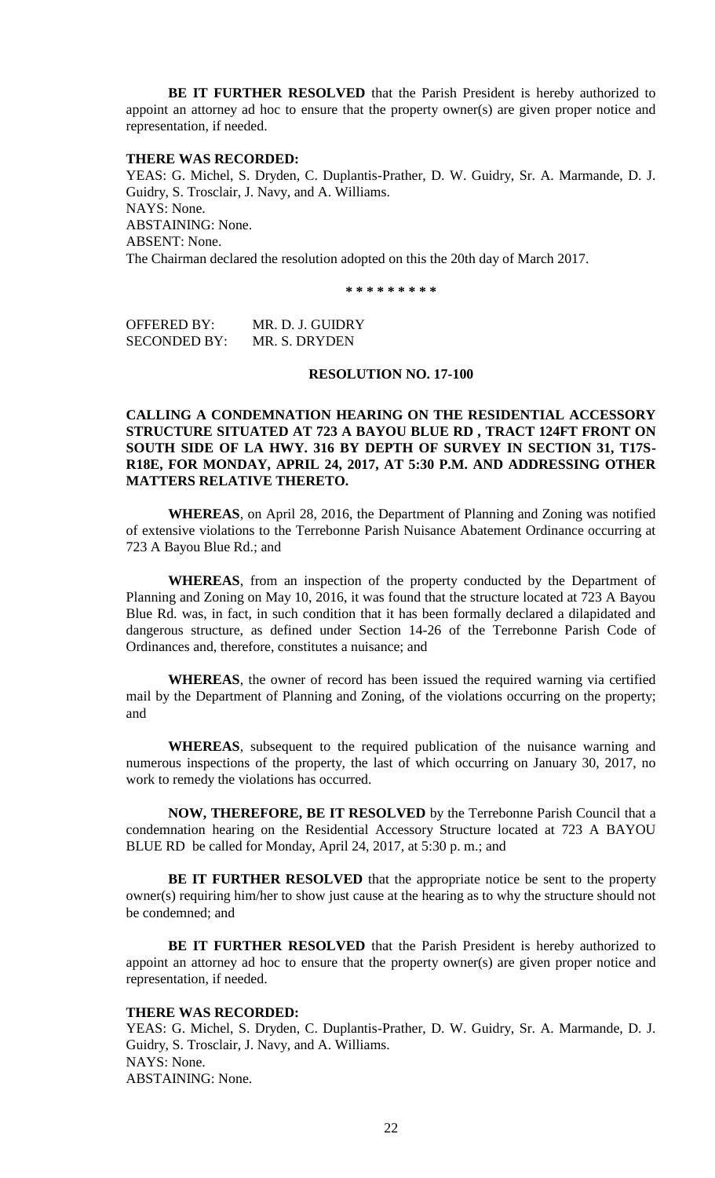**BE IT FURTHER RESOLVED** that the Parish President is hereby authorized to appoint an attorney ad hoc to ensure that the property owner(s) are given proper notice and representation, if needed.

**THERE WAS RECORDED:**

YEAS: G. Michel, S. Dryden, C. Duplantis-Prather, D. W. Guidry, Sr. A. Marmande, D. J. Guidry, S. Trosclair, J. Navy, and A. Williams.
NAYS: None.
ABSTAINING: None.
ABSENT: None.
The Chairman declared the resolution adopted on this the 20th day of March 2017.

\* \* \* \* \* \* \* \* \*

OFFERED BY: MR. D. J. GUIDRY
SECONDED BY: MR. S. DRYDEN

**RESOLUTION NO. 17-100**

**CALLING A CONDEMNATION HEARING ON THE RESIDENTIAL ACCESSORY STRUCTURE SITUATED AT 723 A BAYOU BLUE RD , TRACT 124FT FRONT ON SOUTH SIDE OF LA HWY. 316 BY DEPTH OF SURVEY IN SECTION 31, T17S-R18E, FOR MONDAY, APRIL 24, 2017, AT 5:30 P.M. AND ADDRESSING OTHER MATTERS RELATIVE THERETO.**

**WHEREAS**, on April 28, 2016, the Department of Planning and Zoning was notified of extensive violations to the Terrebonne Parish Nuisance Abatement Ordinance occurring at 723 A Bayou Blue Rd.; and

**WHEREAS**, from an inspection of the property conducted by the Department of Planning and Zoning on May 10, 2016, it was found that the structure located at 723 A Bayou Blue Rd. was, in fact, in such condition that it has been formally declared a dilapidated and dangerous structure, as defined under Section 14-26 of the Terrebonne Parish Code of Ordinances and, therefore, constitutes a nuisance; and

**WHEREAS**, the owner of record has been issued the required warning via certified mail by the Department of Planning and Zoning, of the violations occurring on the property; and

**WHEREAS**, subsequent to the required publication of the nuisance warning and numerous inspections of the property, the last of which occurring on January 30, 2017, no work to remedy the violations has occurred.

**NOW, THEREFORE, BE IT RESOLVED** by the Terrebonne Parish Council that a condemnation hearing on the Residential Accessory Structure located at 723 A BAYOU BLUE RD be called for Monday, April 24, 2017, at 5:30 p. m.; and

**BE IT FURTHER RESOLVED** that the appropriate notice be sent to the property owner(s) requiring him/her to show just cause at the hearing as to why the structure should not be condemned; and

**BE IT FURTHER RESOLVED** that the Parish President is hereby authorized to appoint an attorney ad hoc to ensure that the property owner(s) are given proper notice and representation, if needed.

**THERE WAS RECORDED:**

YEAS: G. Michel, S. Dryden, C. Duplantis-Prather, D. W. Guidry, Sr. A. Marmande, D. J. Guidry, S. Trosclair, J. Navy, and A. Williams.
NAYS: None.
ABSTAINING: None.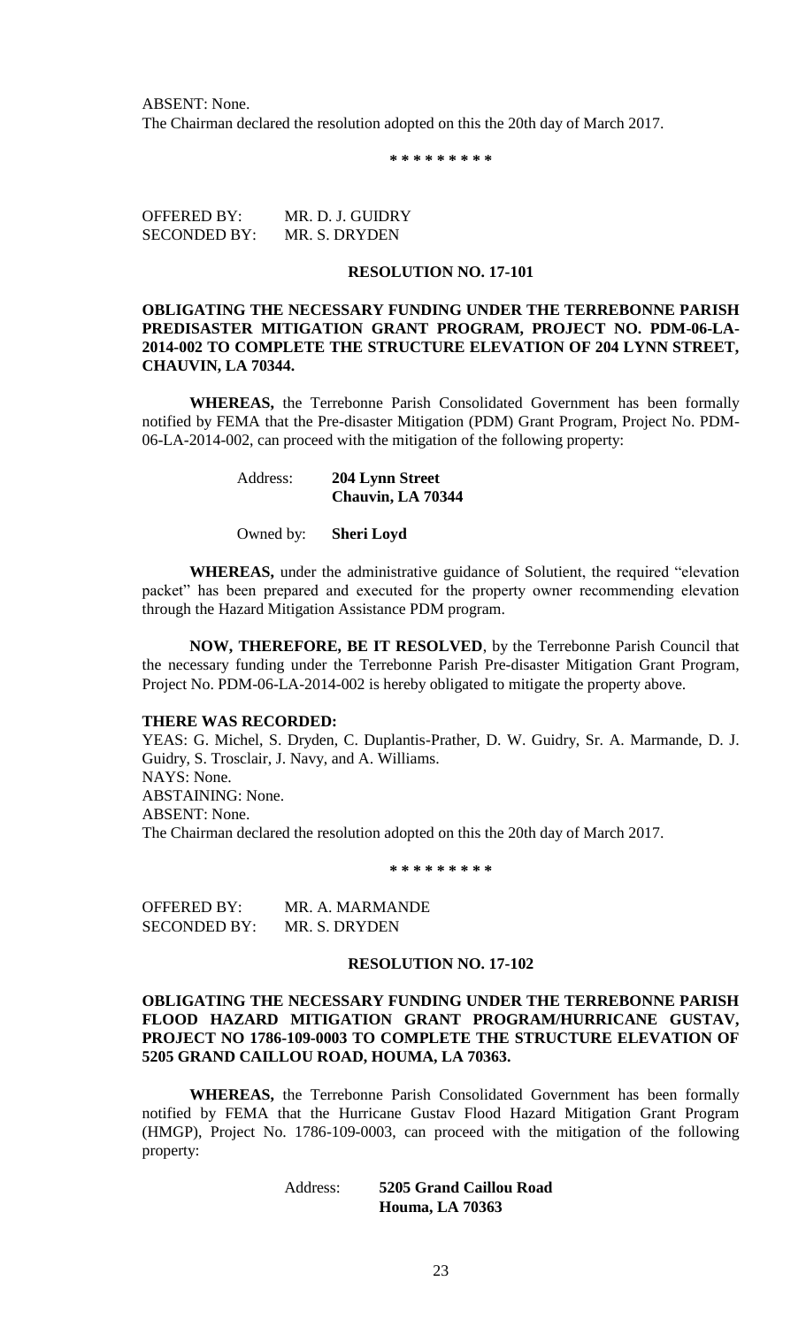ABSENT: None.
The Chairman declared the resolution adopted on this the 20th day of March 2017.

**\* \* \* \* \* \* \* \* \***

OFFERED BY: MR. D. J. GUIDRY
SECONDED BY: MR. S. DRYDEN

**RESOLUTION NO. 17-101**

**OBLIGATING THE NECESSARY FUNDING UNDER THE TERREBONNE PARISH PREDISASTER MITIGATION GRANT PROGRAM, PROJECT NO. PDM-06-LA-2014-002 TO COMPLETE THE STRUCTURE ELEVATION OF 204 LYNN STREET, CHAUVIN, LA 70344.**

**WHEREAS,** the Terrebonne Parish Consolidated Government has been formally notified by FEMA that the Pre-disaster Mitigation (PDM) Grant Program, Project No. PDM-06-LA-2014-002, can proceed with the mitigation of the following property:

Address: **204 Lynn Street**
**Chauvin, LA 70344**

Owned by: **Sheri Loyd**

**WHEREAS,** under the administrative guidance of Solutient, the required "elevation packet" has been prepared and executed for the property owner recommending elevation through the Hazard Mitigation Assistance PDM program.

**NOW, THEREFORE, BE IT RESOLVED**, by the Terrebonne Parish Council that the necessary funding under the Terrebonne Parish Pre-disaster Mitigation Grant Program, Project No. PDM-06-LA-2014-002 is hereby obligated to mitigate the property above.

**THERE WAS RECORDED:**
YEAS: G. Michel, S. Dryden, C. Duplantis-Prather, D. W. Guidry, Sr. A. Marmande, D. J. Guidry, S. Trosclair, J. Navy, and A. Williams.
NAYS: None.
ABSTAINING: None.
ABSENT: None.
The Chairman declared the resolution adopted on this the 20th day of March 2017.

**\* \* \* \* \* \* \* \* \***

OFFERED BY: MR. A. MARMANDE
SECONDED BY: MR. S. DRYDEN

**RESOLUTION NO. 17-102**

**OBLIGATING THE NECESSARY FUNDING UNDER THE TERREBONNE PARISH FLOOD HAZARD MITIGATION GRANT PROGRAM/HURRICANE GUSTAV, PROJECT NO 1786-109-0003 TO COMPLETE THE STRUCTURE ELEVATION OF 5205 GRAND CAILLOU ROAD, HOUMA, LA 70363.**

**WHEREAS,** the Terrebonne Parish Consolidated Government has been formally notified by FEMA that the Hurricane Gustav Flood Hazard Mitigation Grant Program (HMGP), Project No. 1786-109-0003, can proceed with the mitigation of the following property:

Address: **5205 Grand Caillou Road**
**Houma, LA 70363**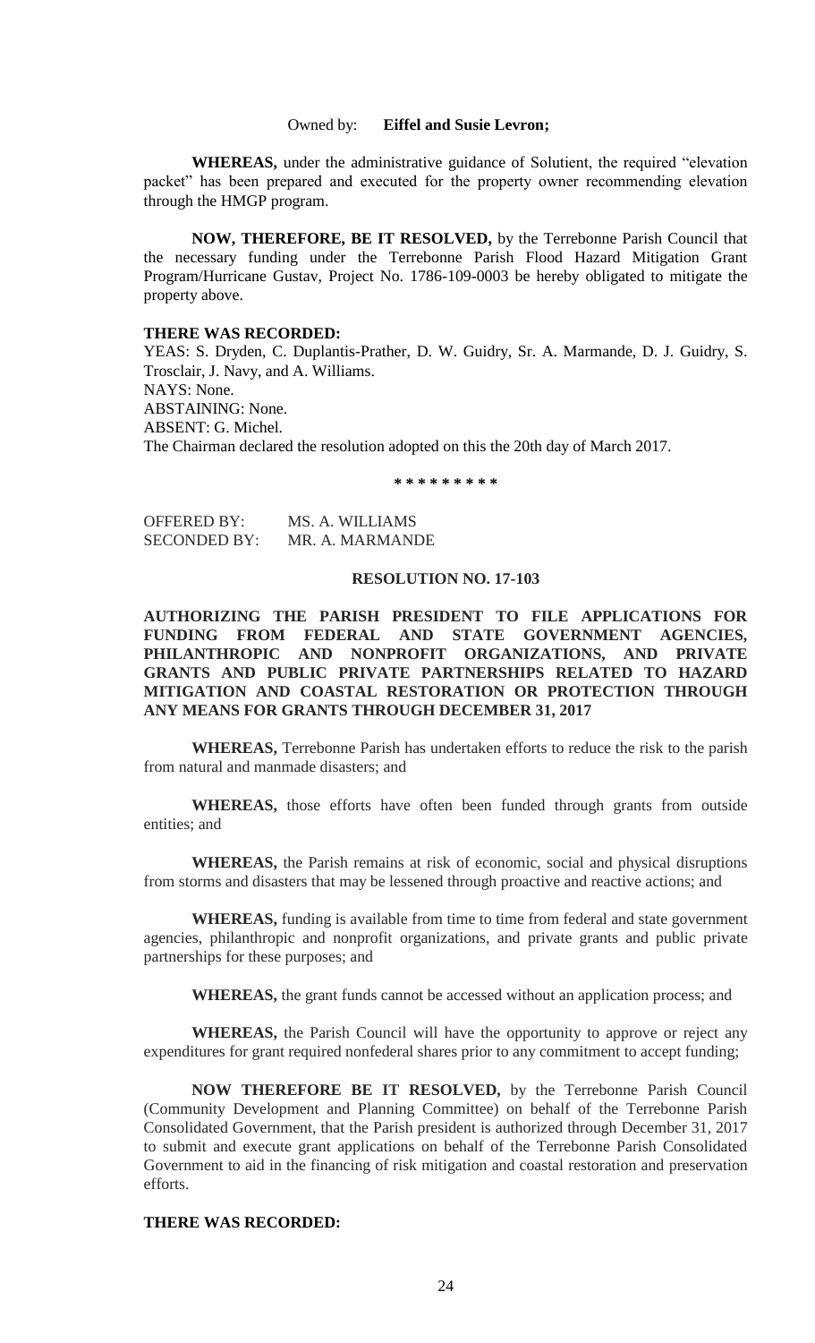Owned by: **Eiffel and Susie Levron;**

**WHEREAS,** under the administrative guidance of Solutient, the required "elevation packet" has been prepared and executed for the property owner recommending elevation through the HMGP program.

**NOW, THEREFORE, BE IT RESOLVED,** by the Terrebonne Parish Council that the necessary funding under the Terrebonne Parish Flood Hazard Mitigation Grant Program/Hurricane Gustav, Project No. 1786-109-0003 be hereby obligated to mitigate the property above.

**THERE WAS RECORDED:**

YEAS: S. Dryden, C. Duplantis-Prather, D. W. Guidry, Sr. A. Marmande, D. J. Guidry, S. Trosclair, J. Navy, and A. Williams.

NAYS: None.

ABSTAINING: None.

ABSENT: G. Michel.

The Chairman declared the resolution adopted on this the 20th day of March 2017.

\* \* \* \* \* \* \* \* \*

OFFERED BY: MS. A. WILLIAMS

SECONDED BY: MR. A. MARMANDE

**RESOLUTION NO. 17-103**

**AUTHORIZING THE PARISH PRESIDENT TO FILE APPLICATIONS FOR FUNDING FROM FEDERAL AND STATE GOVERNMENT AGENCIES, PHILANTHROPIC AND NONPROFIT ORGANIZATIONS, AND PRIVATE GRANTS AND PUBLIC PRIVATE PARTNERSHIPS RELATED TO HAZARD MITIGATION AND COASTAL RESTORATION OR PROTECTION THROUGH ANY MEANS FOR GRANTS THROUGH DECEMBER 31, 2017**

**WHEREAS,** Terrebonne Parish has undertaken efforts to reduce the risk to the parish from natural and manmade disasters; and

**WHEREAS,** those efforts have often been funded through grants from outside entities; and

**WHEREAS,** the Parish remains at risk of economic, social and physical disruptions from storms and disasters that may be lessened through proactive and reactive actions; and

**WHEREAS,** funding is available from time to time from federal and state government agencies, philanthropic and nonprofit organizations, and private grants and public private partnerships for these purposes; and

**WHEREAS,** the grant funds cannot be accessed without an application process; and

**WHEREAS,** the Parish Council will have the opportunity to approve or reject any expenditures for grant required nonfederal shares prior to any commitment to accept funding;

**NOW THEREFORE BE IT RESOLVED,** by the Terrebonne Parish Council (Community Development and Planning Committee) on behalf of the Terrebonne Parish Consolidated Government, that the Parish president is authorized through December 31, 2017 to submit and execute grant applications on behalf of the Terrebonne Parish Consolidated Government to aid in the financing of risk mitigation and coastal restoration and preservation efforts.

**THERE WAS RECORDED:**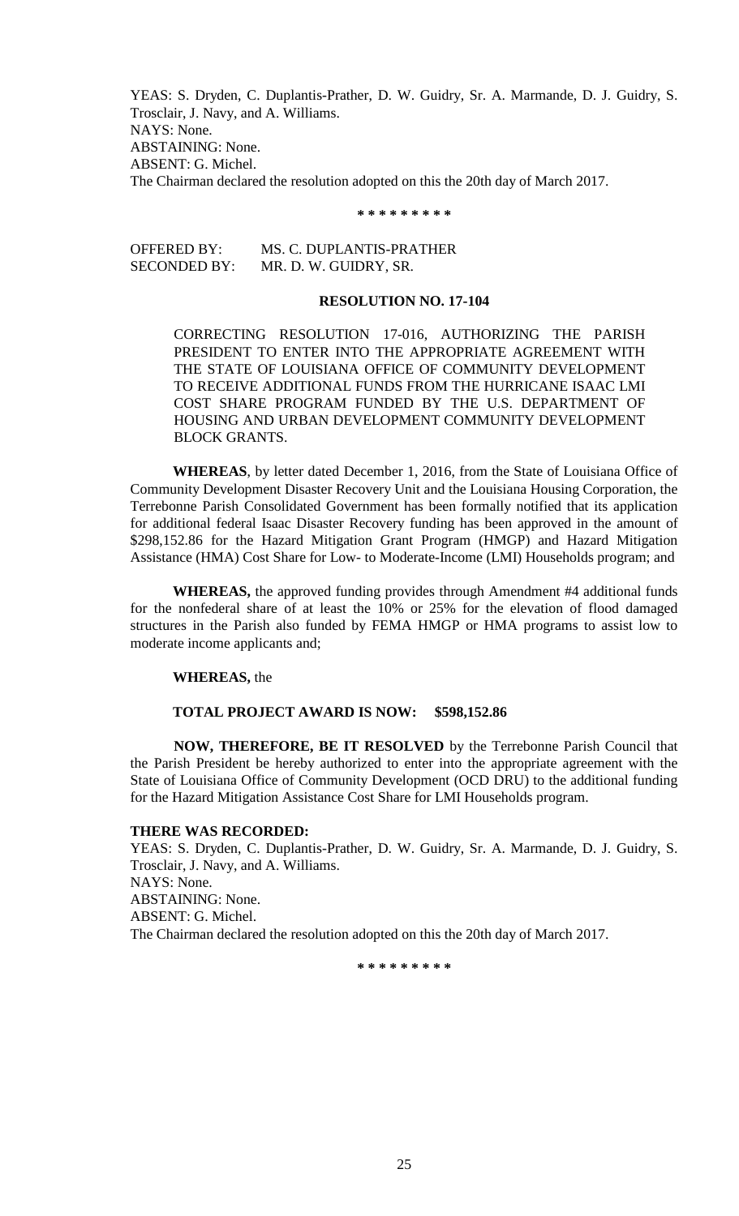YEAS: S. Dryden, C. Duplantis-Prather, D. W. Guidry, Sr. A. Marmande, D. J. Guidry, S. Trosclair, J. Navy, and A. Williams.
NAYS: None.
ABSTAINING: None.
ABSENT: G. Michel.
The Chairman declared the resolution adopted on this the 20th day of March 2017.

**\* \* \* \* \* \* \* \* \***

OFFERED BY: MS. C. DUPLANTIS-PRATHER
SECONDED BY: MR. D. W. GUIDRY, SR.

**RESOLUTION NO. 17-104**

CORRECTING RESOLUTION 17-016, AUTHORIZING THE PARISH PRESIDENT TO ENTER INTO THE APPROPRIATE AGREEMENT WITH THE STATE OF LOUISIANA OFFICE OF COMMUNITY DEVELOPMENT TO RECEIVE ADDITIONAL FUNDS FROM THE HURRICANE ISAAC LMI COST SHARE PROGRAM FUNDED BY THE U.S. DEPARTMENT OF HOUSING AND URBAN DEVELOPMENT COMMUNITY DEVELOPMENT BLOCK GRANTS.

**WHEREAS**, by letter dated December 1, 2016, from the State of Louisiana Office of Community Development Disaster Recovery Unit and the Louisiana Housing Corporation, the Terrebonne Parish Consolidated Government has been formally notified that its application for additional federal Isaac Disaster Recovery funding has been approved in the amount of \$298,152.86 for the Hazard Mitigation Grant Program (HMGP) and Hazard Mitigation Assistance (HMA) Cost Share for Low- to Moderate-Income (LMI) Households program; and

**WHEREAS,** the approved funding provides through Amendment #4 additional funds for the nonfederal share of at least the 10% or 25% for the elevation of flood damaged structures in the Parish also funded by FEMA HMGP or HMA programs to assist low to moderate income applicants and;

**WHEREAS,** the

**TOTAL PROJECT AWARD IS NOW: \$598,152.86**

**NOW, THEREFORE, BE IT RESOLVED** by the Terrebonne Parish Council that the Parish President be hereby authorized to enter into the appropriate agreement with the State of Louisiana Office of Community Development (OCD DRU) to the additional funding for the Hazard Mitigation Assistance Cost Share for LMI Households program.

**THERE WAS RECORDED:**
YEAS: S. Dryden, C. Duplantis-Prather, D. W. Guidry, Sr. A. Marmande, D. J. Guidry, S. Trosclair, J. Navy, and A. Williams.
NAYS: None.
ABSTAINING: None.
ABSENT: G. Michel.
The Chairman declared the resolution adopted on this the 20th day of March 2017.

**\* \* \* \* \* \* \* \* \***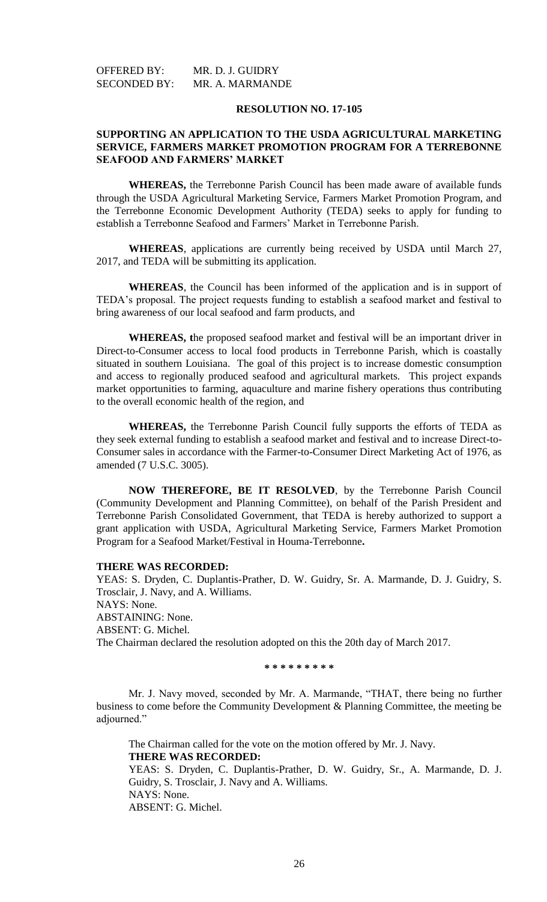OFFERED BY: MR. D. J. GUIDRY
SECONDED BY: MR. A. MARMANDE

**RESOLUTION NO. 17-105**

**SUPPORTING AN APPLICATION TO THE USDA AGRICULTURAL MARKETING SERVICE, FARMERS MARKET PROMOTION PROGRAM FOR A TERREBONNE SEAFOOD AND FARMERS' MARKET**

**WHEREAS,** the Terrebonne Parish Council has been made aware of available funds through the USDA Agricultural Marketing Service, Farmers Market Promotion Program, and the Terrebonne Economic Development Authority (TEDA) seeks to apply for funding to establish a Terrebonne Seafood and Farmers' Market in Terrebonne Parish.

**WHEREAS**, applications are currently being received by USDA until March 27, 2017, and TEDA will be submitting its application.

**WHEREAS**, the Council has been informed of the application and is in support of TEDA's proposal. The project requests funding to establish a seafood market and festival to bring awareness of our local seafood and farm products, and

**WHEREAS, t**he proposed seafood market and festival will be an important driver in Direct-to-Consumer access to local food products in Terrebonne Parish, which is coastally situated in southern Louisiana. The goal of this project is to increase domestic consumption and access to regionally produced seafood and agricultural markets. This project expands market opportunities to farming, aquaculture and marine fishery operations thus contributing to the overall economic health of the region, and

**WHEREAS,** the Terrebonne Parish Council fully supports the efforts of TEDA as they seek external funding to establish a seafood market and festival and to increase Direct-to-Consumer sales in accordance with the Farmer-to-Consumer Direct Marketing Act of 1976, as amended (7 U.S.C. 3005).

**NOW THEREFORE, BE IT RESOLVED**, by the Terrebonne Parish Council (Community Development and Planning Committee), on behalf of the Parish President and Terrebonne Parish Consolidated Government, that TEDA is hereby authorized to support a grant application with USDA, Agricultural Marketing Service, Farmers Market Promotion Program for a Seafood Market/Festival in Houma-Terrebonne**.**

**THERE WAS RECORDED:**
YEAS: S. Dryden, C. Duplantis-Prather, D. W. Guidry, Sr. A. Marmande, D. J. Guidry, S. Trosclair, J. Navy, and A. Williams.
NAYS: None.
ABSTAINING: None.
ABSENT: G. Michel.
The Chairman declared the resolution adopted on this the 20th day of March 2017.

**\* \* \* \* \* \* \* \* \***

Mr. J. Navy moved, seconded by Mr. A. Marmande, "THAT, there being no further business to come before the Community Development & Planning Committee, the meeting be adjourned."

The Chairman called for the vote on the motion offered by Mr. J. Navy.
**THERE WAS RECORDED:**
YEAS: S. Dryden, C. Duplantis-Prather, D. W. Guidry, Sr., A. Marmande, D. J. Guidry, S. Trosclair, J. Navy and A. Williams.
NAYS: None.
ABSENT: G. Michel.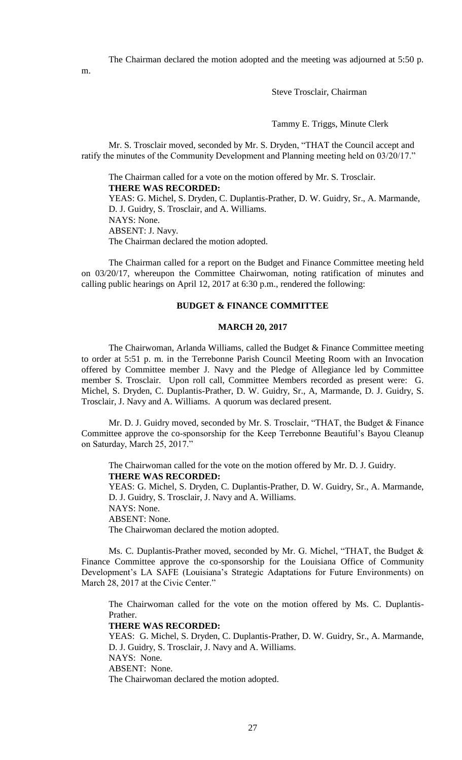The Chairman declared the motion adopted and the meeting was adjourned at 5:50 p. m.

Steve Trosclair, Chairman

Tammy E. Triggs, Minute Clerk

Mr. S. Trosclair moved, seconded by Mr. S. Dryden, "THAT the Council accept and ratify the minutes of the Community Development and Planning meeting held on 03/20/17."

The Chairman called for a vote on the motion offered by Mr. S. Trosclair.
**THERE WAS RECORDED:**
YEAS: G. Michel, S. Dryden, C. Duplantis-Prather, D. W. Guidry, Sr., A. Marmande, D. J. Guidry, S. Trosclair, and A. Williams.
NAYS: None.
ABSENT: J. Navy.
The Chairman declared the motion adopted.

The Chairman called for a report on the Budget and Finance Committee meeting held on 03/20/17, whereupon the Committee Chairwoman, noting ratification of minutes and calling public hearings on April 12, 2017 at 6:30 p.m., rendered the following:

## BUDGET & FINANCE COMMITTEE

### MARCH 20, 2017

The Chairwoman, Arlanda Williams, called the Budget & Finance Committee meeting to order at 5:51 p. m. in the Terrebonne Parish Council Meeting Room with an Invocation offered by Committee member J. Navy and the Pledge of Allegiance led by Committee member S. Trosclair. Upon roll call, Committee Members recorded as present were: G. Michel, S. Dryden, C. Duplantis-Prather, D. W. Guidry, Sr., A, Marmande, D. J. Guidry, S. Trosclair, J. Navy and A. Williams. A quorum was declared present.

Mr. D. J. Guidry moved, seconded by Mr. S. Trosclair, "THAT, the Budget & Finance Committee approve the co-sponsorship for the Keep Terrebonne Beautiful's Bayou Cleanup on Saturday, March 25, 2017."

The Chairwoman called for the vote on the motion offered by Mr. D. J. Guidry.
**THERE WAS RECORDED:**
YEAS: G. Michel, S. Dryden, C. Duplantis-Prather, D. W. Guidry, Sr., A. Marmande, D. J. Guidry, S. Trosclair, J. Navy and A. Williams.
NAYS: None.
ABSENT: None.
The Chairwoman declared the motion adopted.

Ms. C. Duplantis-Prather moved, seconded by Mr. G. Michel, "THAT, the Budget & Finance Committee approve the co-sponsorship for the Louisiana Office of Community Development's LA SAFE (Louisiana's Strategic Adaptations for Future Environments) on March 28, 2017 at the Civic Center."

The Chairwoman called for the vote on the motion offered by Ms. C. Duplantis-Prather.
**THERE WAS RECORDED:**
YEAS: G. Michel, S. Dryden, C. Duplantis-Prather, D. W. Guidry, Sr., A. Marmande, D. J. Guidry, S. Trosclair, J. Navy and A. Williams.
NAYS: None.
ABSENT: None.
The Chairwoman declared the motion adopted.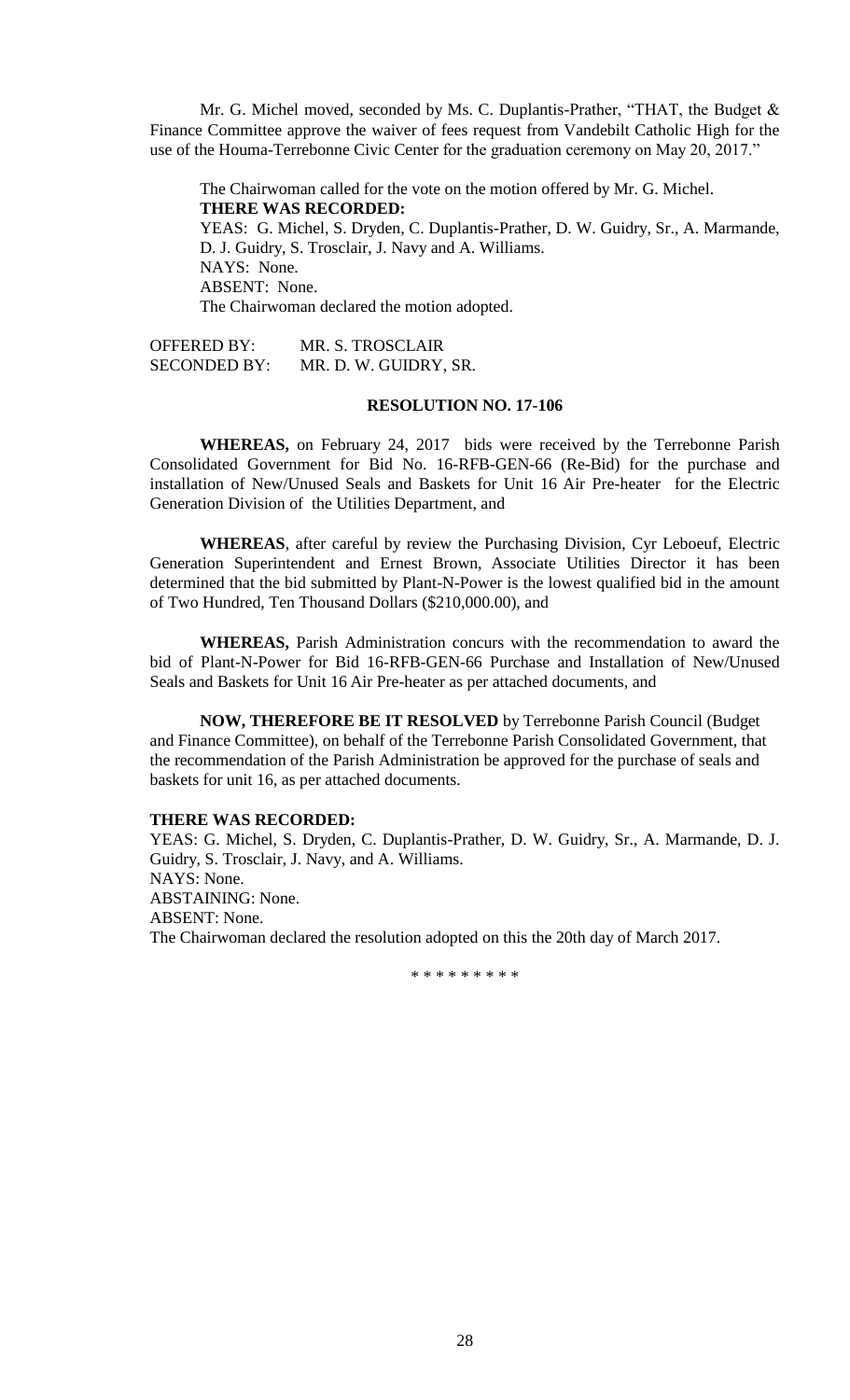Mr. G. Michel moved, seconded by Ms. C. Duplantis-Prather, "THAT, the Budget & Finance Committee approve the waiver of fees request from Vandebilt Catholic High for the use of the Houma-Terrebonne Civic Center for the graduation ceremony on May 20, 2017."

The Chairwoman called for the vote on the motion offered by Mr. G. Michel.
**THERE WAS RECORDED:**
YEAS: G. Michel, S. Dryden, C. Duplantis-Prather, D. W. Guidry, Sr., A. Marmande, D. J. Guidry, S. Trosclair, J. Navy and A. Williams.
NAYS: None.
ABSENT: None.
The Chairwoman declared the motion adopted.

OFFERED BY: MR. S. TROSCLAIR
SECONDED BY: MR. D. W. GUIDRY, SR.

**RESOLUTION NO. 17-106**

**WHEREAS,** on February 24, 2017 bids were received by the Terrebonne Parish Consolidated Government for Bid No. 16-RFB-GEN-66 (Re-Bid) for the purchase and installation of New/Unused Seals and Baskets for Unit 16 Air Pre-heater for the Electric Generation Division of the Utilities Department, and

**WHEREAS**, after careful by review the Purchasing Division, Cyr Leboeuf, Electric Generation Superintendent and Ernest Brown, Associate Utilities Director it has been determined that the bid submitted by Plant-N-Power is the lowest qualified bid in the amount of Two Hundred, Ten Thousand Dollars ($210,000.00), and

**WHEREAS,** Parish Administration concurs with the recommendation to award the bid of Plant-N-Power for Bid 16-RFB-GEN-66 Purchase and Installation of New/Unused Seals and Baskets for Unit 16 Air Pre-heater as per attached documents, and

**NOW, THEREFORE BE IT RESOLVED** by Terrebonne Parish Council (Budget and Finance Committee), on behalf of the Terrebonne Parish Consolidated Government, that the recommendation of the Parish Administration be approved for the purchase of seals and baskets for unit 16, as per attached documents.

**THERE WAS RECORDED:**
YEAS: G. Michel, S. Dryden, C. Duplantis-Prather, D. W. Guidry, Sr., A. Marmande, D. J. Guidry, S. Trosclair, J. Navy, and A. Williams.
NAYS: None.
ABSTAINING: None.
ABSENT: None.
The Chairwoman declared the resolution adopted on this the 20th day of March 2017.

\* \* \* \* \* \* \* \* \*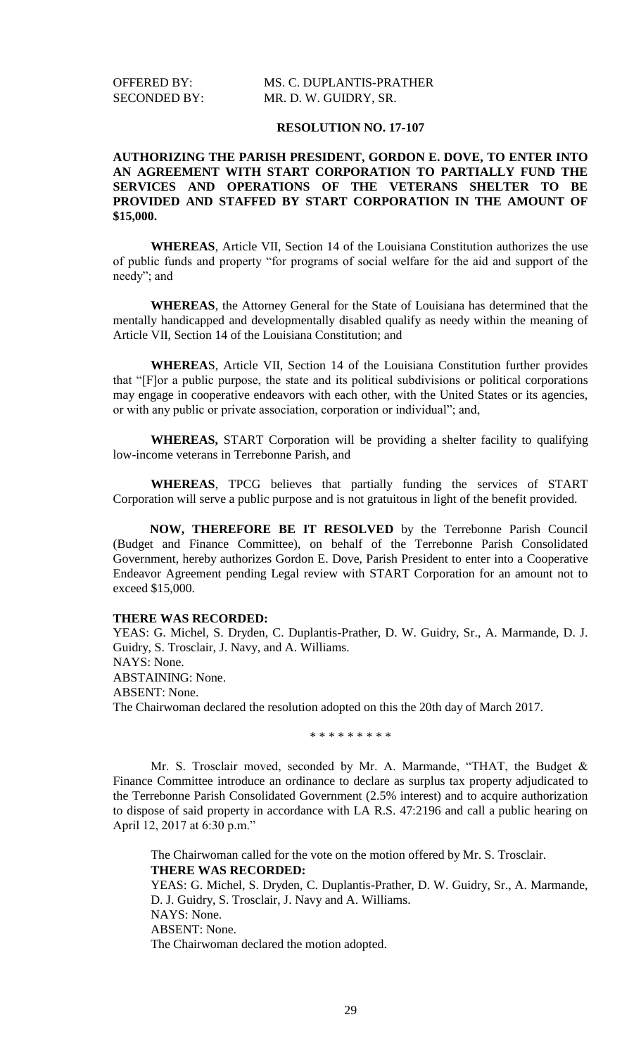OFFERED BY: MS. C. DUPLANTIS-PRATHER
SECONDED BY: MR. D. W. GUIDRY, SR.

**RESOLUTION NO. 17-107**

**AUTHORIZING THE PARISH PRESIDENT, GORDON E. DOVE, TO ENTER INTO AN AGREEMENT WITH START CORPORATION TO PARTIALLY FUND THE SERVICES AND OPERATIONS OF THE VETERANS SHELTER TO BE PROVIDED AND STAFFED BY START CORPORATION IN THE AMOUNT OF $15,000.**

**WHEREAS**, Article VII, Section 14 of the Louisiana Constitution authorizes the use of public funds and property "for programs of social welfare for the aid and support of the needy"; and

**WHEREAS**, the Attorney General for the State of Louisiana has determined that the mentally handicapped and developmentally disabled qualify as needy within the meaning of Article VII, Section 14 of the Louisiana Constitution; and

**WHEREA**S, Article VII, Section 14 of the Louisiana Constitution further provides that "[F]or a public purpose, the state and its political subdivisions or political corporations may engage in cooperative endeavors with each other, with the United States or its agencies, or with any public or private association, corporation or individual"; and,

**WHEREAS,** START Corporation will be providing a shelter facility to qualifying low-income veterans in Terrebonne Parish, and

**WHEREAS**, TPCG believes that partially funding the services of START Corporation will serve a public purpose and is not gratuitous in light of the benefit provided.

**NOW, THEREFORE BE IT RESOLVED** by the Terrebonne Parish Council (Budget and Finance Committee), on behalf of the Terrebonne Parish Consolidated Government, hereby authorizes Gordon E. Dove, Parish President to enter into a Cooperative Endeavor Agreement pending Legal review with START Corporation for an amount not to exceed $15,000.

**THERE WAS RECORDED:**
YEAS: G. Michel, S. Dryden, C. Duplantis-Prather, D. W. Guidry, Sr., A. Marmande, D. J. Guidry, S. Trosclair, J. Navy, and A. Williams.
NAYS: None.
ABSTAINING: None.
ABSENT: None.
The Chairwoman declared the resolution adopted on this the 20th day of March 2017.

\* \* \* \* \* \* \* \* \*

Mr. S. Trosclair moved, seconded by Mr. A. Marmande, "THAT, the Budget & Finance Committee introduce an ordinance to declare as surplus tax property adjudicated to the Terrebonne Parish Consolidated Government (2.5% interest) and to acquire authorization to dispose of said property in accordance with LA R.S. 47:2196 and call a public hearing on April 12, 2017 at 6:30 p.m."

The Chairwoman called for the vote on the motion offered by Mr. S. Trosclair.
**THERE WAS RECORDED:**
YEAS: G. Michel, S. Dryden, C. Duplantis-Prather, D. W. Guidry, Sr., A. Marmande, D. J. Guidry, S. Trosclair, J. Navy and A. Williams.
NAYS: None.
ABSENT: None.
The Chairwoman declared the motion adopted.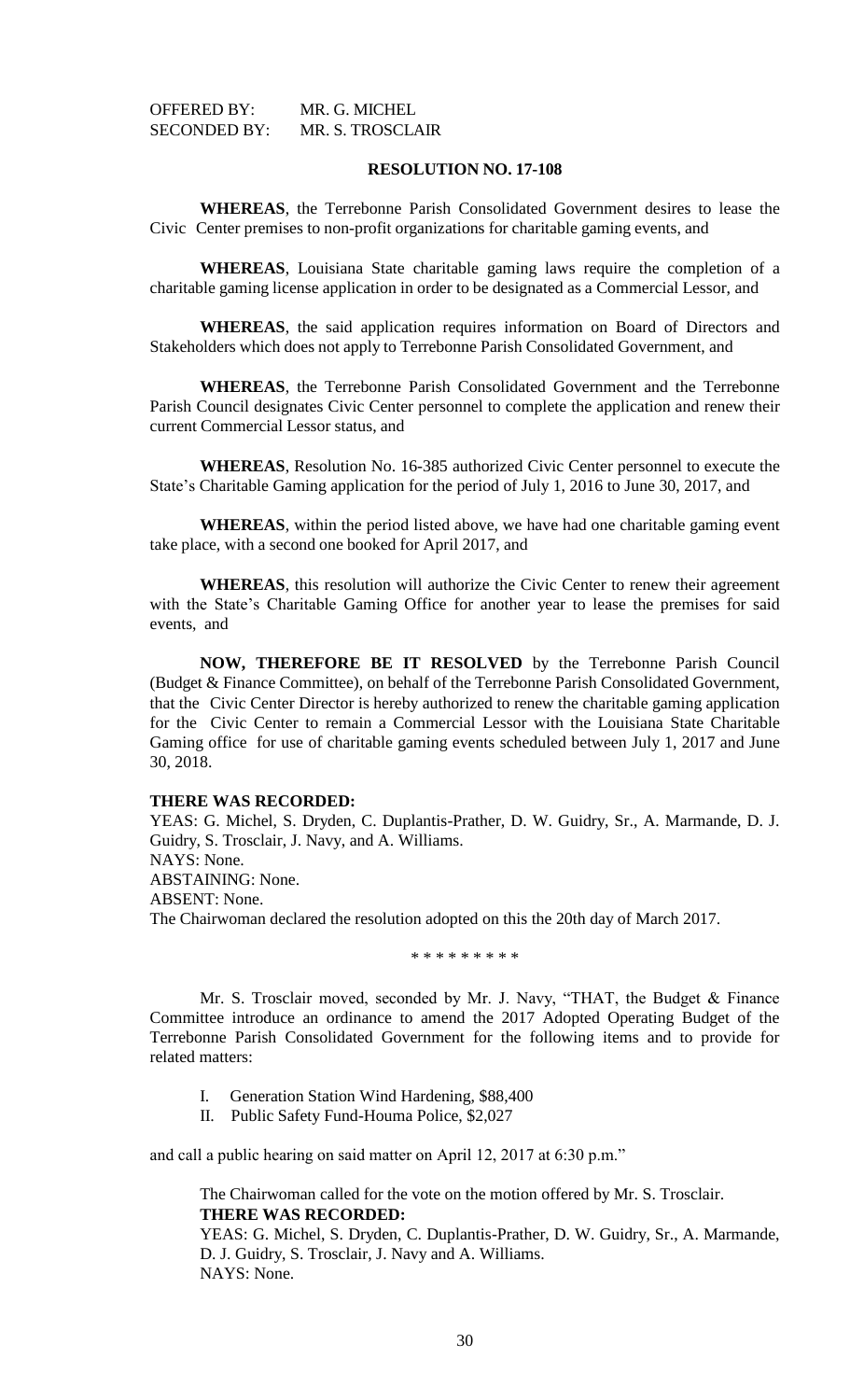OFFERED BY: MR. G. MICHEL
SECONDED BY: MR. S. TROSCLAIR

**RESOLUTION NO. 17-108**

**WHEREAS**, the Terrebonne Parish Consolidated Government desires to lease the Civic Center premises to non-profit organizations for charitable gaming events, and

**WHEREAS**, Louisiana State charitable gaming laws require the completion of a charitable gaming license application in order to be designated as a Commercial Lessor, and

**WHEREAS**, the said application requires information on Board of Directors and Stakeholders which does not apply to Terrebonne Parish Consolidated Government, and

**WHEREAS**, the Terrebonne Parish Consolidated Government and the Terrebonne Parish Council designates Civic Center personnel to complete the application and renew their current Commercial Lessor status, and

**WHEREAS**, Resolution No. 16-385 authorized Civic Center personnel to execute the State's Charitable Gaming application for the period of July 1, 2016 to June 30, 2017, and

**WHEREAS**, within the period listed above, we have had one charitable gaming event take place, with a second one booked for April 2017, and

**WHEREAS**, this resolution will authorize the Civic Center to renew their agreement with the State's Charitable Gaming Office for another year to lease the premises for said events, and

**NOW, THEREFORE BE IT RESOLVED** by the Terrebonne Parish Council (Budget & Finance Committee), on behalf of the Terrebonne Parish Consolidated Government, that the Civic Center Director is hereby authorized to renew the charitable gaming application for the Civic Center to remain a Commercial Lessor with the Louisiana State Charitable Gaming office for use of charitable gaming events scheduled between July 1, 2017 and June 30, 2018.

**THERE WAS RECORDED:**
YEAS: G. Michel, S. Dryden, C. Duplantis-Prather, D. W. Guidry, Sr., A. Marmande, D. J. Guidry, S. Trosclair, J. Navy, and A. Williams.
NAYS: None.
ABSTAINING: None.
ABSENT: None.
The Chairwoman declared the resolution adopted on this the 20th day of March 2017.

\* \* \* \* \* \* \* \* \*

Mr. S. Trosclair moved, seconded by Mr. J. Navy, "THAT, the Budget & Finance Committee introduce an ordinance to amend the 2017 Adopted Operating Budget of the Terrebonne Parish Consolidated Government for the following items and to provide for related matters:

I. Generation Station Wind Hardening, $88,400
II. Public Safety Fund-Houma Police, $2,027

and call a public hearing on said matter on April 12, 2017 at 6:30 p.m."

The Chairwoman called for the vote on the motion offered by Mr. S. Trosclair.
**THERE WAS RECORDED:**
YEAS: G. Michel, S. Dryden, C. Duplantis-Prather, D. W. Guidry, Sr., A. Marmande, D. J. Guidry, S. Trosclair, J. Navy and A. Williams.
NAYS: None.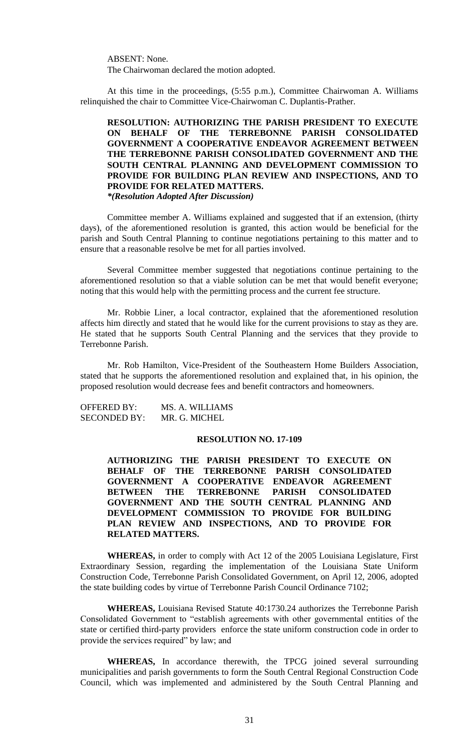ABSENT: None.
The Chairwoman declared the motion adopted.

At this time in the proceedings, (5:55 p.m.), Committee Chairwoman A. Williams relinquished the chair to Committee Vice-Chairwoman C. Duplantis-Prather.

**RESOLUTION: AUTHORIZING THE PARISH PRESIDENT TO EXECUTE ON BEHALF OF THE TERREBONNE PARISH CONSOLIDATED GOVERNMENT A COOPERATIVE ENDEAVOR AGREEMENT BETWEEN THE TERREBONNE PARISH CONSOLIDATED GOVERNMENT AND THE SOUTH CENTRAL PLANNING AND DEVELOPMENT COMMISSION TO PROVIDE FOR BUILDING PLAN REVIEW AND INSPECTIONS, AND TO PROVIDE FOR RELATED MATTERS.**
***(Resolution Adopted After Discussion)***

Committee member A. Williams explained and suggested that if an extension, (thirty days), of the aforementioned resolution is granted, this action would be beneficial for the parish and South Central Planning to continue negotiations pertaining to this matter and to ensure that a reasonable resolve be met for all parties involved.

Several Committee member suggested that negotiations continue pertaining to the aforementioned resolution so that a viable solution can be met that would benefit everyone; noting that this would help with the permitting process and the current fee structure.

Mr. Robbie Liner, a local contractor, explained that the aforementioned resolution affects him directly and stated that he would like for the current provisions to stay as they are. He stated that he supports South Central Planning and the services that they provide to Terrebonne Parish.

Mr. Rob Hamilton, Vice-President of the Southeastern Home Builders Association, stated that he supports the aforementioned resolution and explained that, in his opinion, the proposed resolution would decrease fees and benefit contractors and homeowners.

OFFERED BY: MS. A. WILLIAMS
SECONDED BY: MR. G. MICHEL

**RESOLUTION NO. 17-109**

**AUTHORIZING THE PARISH PRESIDENT TO EXECUTE ON BEHALF OF THE TERREBONNE PARISH CONSOLIDATED GOVERNMENT A COOPERATIVE ENDEAVOR AGREEMENT BETWEEN THE TERREBONNE PARISH CONSOLIDATED GOVERNMENT AND THE SOUTH CENTRAL PLANNING AND DEVELOPMENT COMMISSION TO PROVIDE FOR BUILDING PLAN REVIEW AND INSPECTIONS, AND TO PROVIDE FOR RELATED MATTERS.**

**WHEREAS,** in order to comply with Act 12 of the 2005 Louisiana Legislature, First Extraordinary Session, regarding the implementation of the Louisiana State Uniform Construction Code, Terrebonne Parish Consolidated Government, on April 12, 2006, adopted the state building codes by virtue of Terrebonne Parish Council Ordinance 7102;

**WHEREAS,** Louisiana Revised Statute 40:1730.24 authorizes the Terrebonne Parish Consolidated Government to "establish agreements with other governmental entities of the state or certified third-party providers enforce the state uniform construction code in order to provide the services required" by law; and

**WHEREAS,** In accordance therewith, the TPCG joined several surrounding municipalities and parish governments to form the South Central Regional Construction Code Council, which was implemented and administered by the South Central Planning and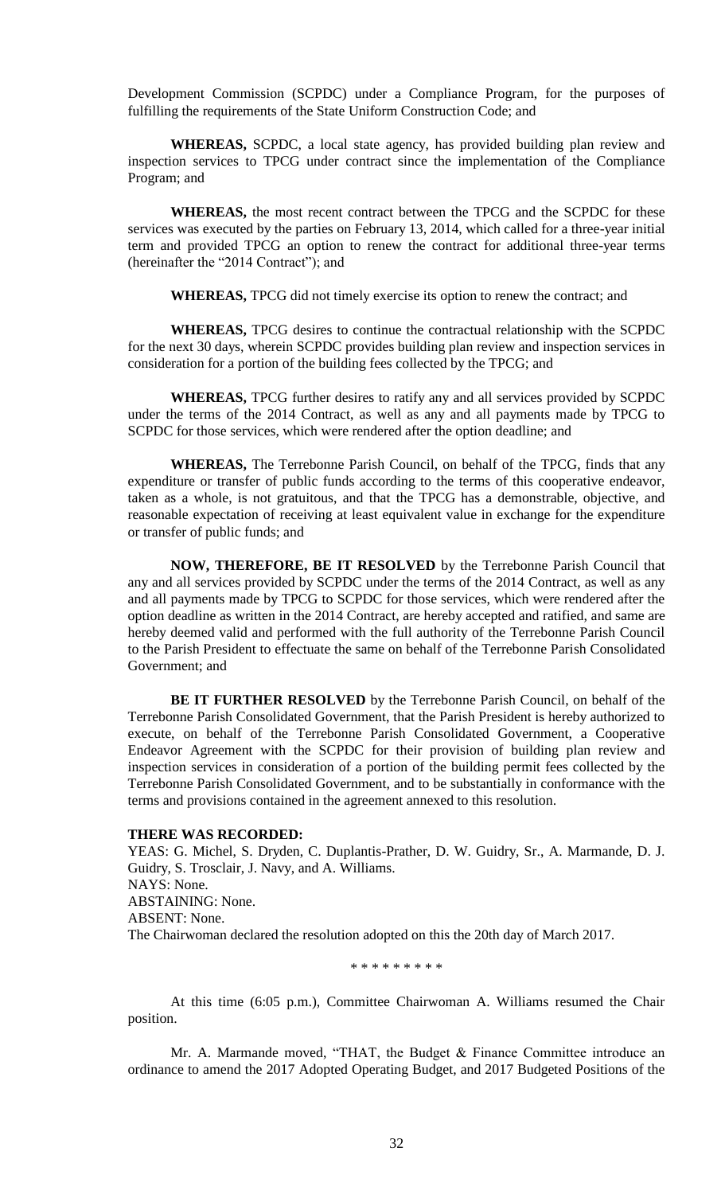Development Commission (SCPDC) under a Compliance Program, for the purposes of fulfilling the requirements of the State Uniform Construction Code; and

**WHEREAS,** SCPDC, a local state agency, has provided building plan review and inspection services to TPCG under contract since the implementation of the Compliance Program; and

**WHEREAS,** the most recent contract between the TPCG and the SCPDC for these services was executed by the parties on February 13, 2014, which called for a three-year initial term and provided TPCG an option to renew the contract for additional three-year terms (hereinafter the "2014 Contract"); and

**WHEREAS,** TPCG did not timely exercise its option to renew the contract; and

**WHEREAS,** TPCG desires to continue the contractual relationship with the SCPDC for the next 30 days, wherein SCPDC provides building plan review and inspection services in consideration for a portion of the building fees collected by the TPCG; and

**WHEREAS,** TPCG further desires to ratify any and all services provided by SCPDC under the terms of the 2014 Contract, as well as any and all payments made by TPCG to SCPDC for those services, which were rendered after the option deadline; and

**WHEREAS,** The Terrebonne Parish Council, on behalf of the TPCG, finds that any expenditure or transfer of public funds according to the terms of this cooperative endeavor, taken as a whole, is not gratuitous, and that the TPCG has a demonstrable, objective, and reasonable expectation of receiving at least equivalent value in exchange for the expenditure or transfer of public funds; and

**NOW, THEREFORE, BE IT RESOLVED** by the Terrebonne Parish Council that any and all services provided by SCPDC under the terms of the 2014 Contract, as well as any and all payments made by TPCG to SCPDC for those services, which were rendered after the option deadline as written in the 2014 Contract, are hereby accepted and ratified, and same are hereby deemed valid and performed with the full authority of the Terrebonne Parish Council to the Parish President to effectuate the same on behalf of the Terrebonne Parish Consolidated Government; and

**BE IT FURTHER RESOLVED** by the Terrebonne Parish Council, on behalf of the Terrebonne Parish Consolidated Government, that the Parish President is hereby authorized to execute, on behalf of the Terrebonne Parish Consolidated Government, a Cooperative Endeavor Agreement with the SCPDC for their provision of building plan review and inspection services in consideration of a portion of the building permit fees collected by the Terrebonne Parish Consolidated Government, and to be substantially in conformance with the terms and provisions contained in the agreement annexed to this resolution.

**THERE WAS RECORDED:**

YEAS: G. Michel, S. Dryden, C. Duplantis-Prather, D. W. Guidry, Sr., A. Marmande, D. J. Guidry, S. Trosclair, J. Navy, and A. Williams.
NAYS: None.
ABSTAINING: None.
ABSENT: None.
The Chairwoman declared the resolution adopted on this the 20th day of March 2017.

\* \* \* \* \* \* \* \* \*

At this time (6:05 p.m.), Committee Chairwoman A. Williams resumed the Chair position.

Mr. A. Marmande moved, "THAT, the Budget & Finance Committee introduce an ordinance to amend the 2017 Adopted Operating Budget, and 2017 Budgeted Positions of the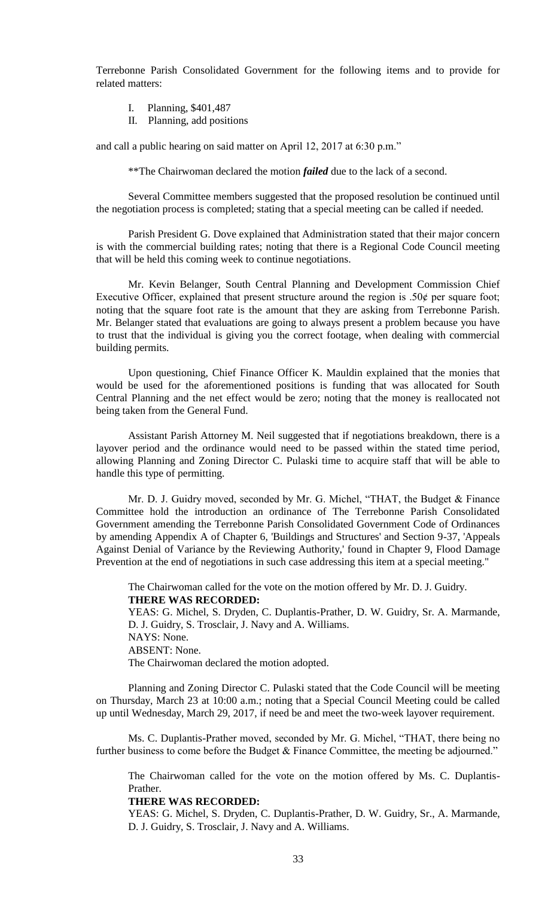Terrebonne Parish Consolidated Government for the following items and to provide for related matters:

I. Planning, $401,487
II. Planning, add positions

and call a public hearing on said matter on April 12, 2017 at 6:30 p.m."

**The Chairwoman declared the motion ***failed*** due to the lack of a second.

Several Committee members suggested that the proposed resolution be continued until the negotiation process is completed; stating that a special meeting can be called if needed.

Parish President G. Dove explained that Administration stated that their major concern is with the commercial building rates; noting that there is a Regional Code Council meeting that will be held this coming week to continue negotiations.

Mr. Kevin Belanger, South Central Planning and Development Commission Chief Executive Officer, explained that present structure around the region is .50¢ per square foot; noting that the square foot rate is the amount that they are asking from Terrebonne Parish. Mr. Belanger stated that evaluations are going to always present a problem because you have to trust that the individual is giving you the correct footage, when dealing with commercial building permits.

Upon questioning, Chief Finance Officer K. Mauldin explained that the monies that would be used for the aforementioned positions is funding that was allocated for South Central Planning and the net effect would be zero; noting that the money is reallocated not being taken from the General Fund.

Assistant Parish Attorney M. Neil suggested that if negotiations breakdown, there is a layover period and the ordinance would need to be passed within the stated time period, allowing Planning and Zoning Director C. Pulaski time to acquire staff that will be able to handle this type of permitting.

Mr. D. J. Guidry moved, seconded by Mr. G. Michel, "THAT, the Budget & Finance Committee hold the introduction an ordinance of The Terrebonne Parish Consolidated Government amending the Terrebonne Parish Consolidated Government Code of Ordinances by amending Appendix A of Chapter 6, 'Buildings and Structures' and Section 9-37, 'Appeals Against Denial of Variance by the Reviewing Authority,' found in Chapter 9, Flood Damage Prevention at the end of negotiations in such case addressing this item at a special meeting."

The Chairwoman called for the vote on the motion offered by Mr. D. J. Guidry.
**THERE WAS RECORDED:**
YEAS: G. Michel, S. Dryden, C. Duplantis-Prather, D. W. Guidry, Sr. A. Marmande, D. J. Guidry, S. Trosclair, J. Navy and A. Williams.
NAYS: None.
ABSENT: None.
The Chairwoman declared the motion adopted.

Planning and Zoning Director C. Pulaski stated that the Code Council will be meeting on Thursday, March 23 at 10:00 a.m.; noting that a Special Council Meeting could be called up until Wednesday, March 29, 2017, if need be and meet the two-week layover requirement.

Ms. C. Duplantis-Prather moved, seconded by Mr. G. Michel, "THAT, there being no further business to come before the Budget & Finance Committee, the meeting be adjourned."

The Chairwoman called for the vote on the motion offered by Ms. C. Duplantis-Prather.
**THERE WAS RECORDED:**
YEAS: G. Michel, S. Dryden, C. Duplantis-Prather, D. W. Guidry, Sr., A. Marmande, D. J. Guidry, S. Trosclair, J. Navy and A. Williams.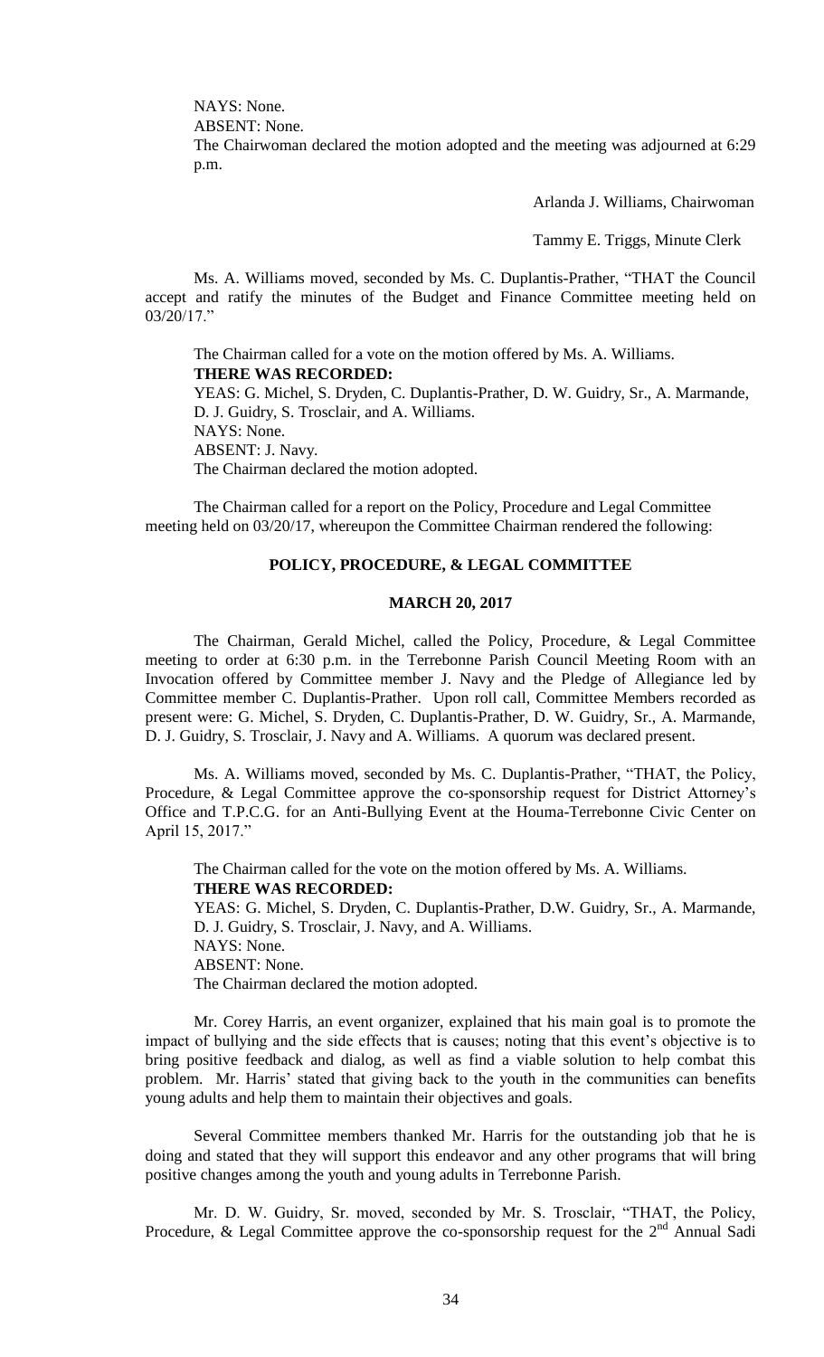NAYS: None.
ABSENT: None.
The Chairwoman declared the motion adopted and the meeting was adjourned at 6:29 p.m.

Arlanda J. Williams, Chairwoman

Tammy E. Triggs, Minute Clerk

Ms. A. Williams moved, seconded by Ms. C. Duplantis-Prather, "THAT the Council accept and ratify the minutes of the Budget and Finance Committee meeting held on 03/20/17."

The Chairman called for a vote on the motion offered by Ms. A. Williams.
**THERE WAS RECORDED:**
YEAS: G. Michel, S. Dryden, C. Duplantis-Prather, D. W. Guidry, Sr., A. Marmande, D. J. Guidry, S. Trosclair, and A. Williams.
NAYS: None.
ABSENT: J. Navy.
The Chairman declared the motion adopted.

The Chairman called for a report on the Policy, Procedure and Legal Committee meeting held on 03/20/17, whereupon the Committee Chairman rendered the following:

## POLICY, PROCEDURE, & LEGAL COMMITTEE

### MARCH 20, 2017

The Chairman, Gerald Michel, called the Policy, Procedure, & Legal Committee meeting to order at 6:30 p.m. in the Terrebonne Parish Council Meeting Room with an Invocation offered by Committee member J. Navy and the Pledge of Allegiance led by Committee member C. Duplantis-Prather. Upon roll call, Committee Members recorded as present were: G. Michel, S. Dryden, C. Duplantis-Prather, D. W. Guidry, Sr., A. Marmande, D. J. Guidry, S. Trosclair, J. Navy and A. Williams. A quorum was declared present.

Ms. A. Williams moved, seconded by Ms. C. Duplantis-Prather, "THAT, the Policy, Procedure, & Legal Committee approve the co-sponsorship request for District Attorney's Office and T.P.C.G. for an Anti-Bullying Event at the Houma-Terrebonne Civic Center on April 15, 2017."

The Chairman called for the vote on the motion offered by Ms. A. Williams.
**THERE WAS RECORDED:**
YEAS: G. Michel, S. Dryden, C. Duplantis-Prather, D.W. Guidry, Sr., A. Marmande, D. J. Guidry, S. Trosclair, J. Navy, and A. Williams.
NAYS: None.
ABSENT: None.
The Chairman declared the motion adopted.

Mr. Corey Harris, an event organizer, explained that his main goal is to promote the impact of bullying and the side effects that is causes; noting that this event's objective is to bring positive feedback and dialog, as well as find a viable solution to help combat this problem. Mr. Harris' stated that giving back to the youth in the communities can benefits young adults and help them to maintain their objectives and goals.

Several Committee members thanked Mr. Harris for the outstanding job that he is doing and stated that they will support this endeavor and any other programs that will bring positive changes among the youth and young adults in Terrebonne Parish.

Mr. D. W. Guidry, Sr. moved, seconded by Mr. S. Trosclair, "THAT, the Policy, Procedure, & Legal Committee approve the co-sponsorship request for the 2nd Annual Sadi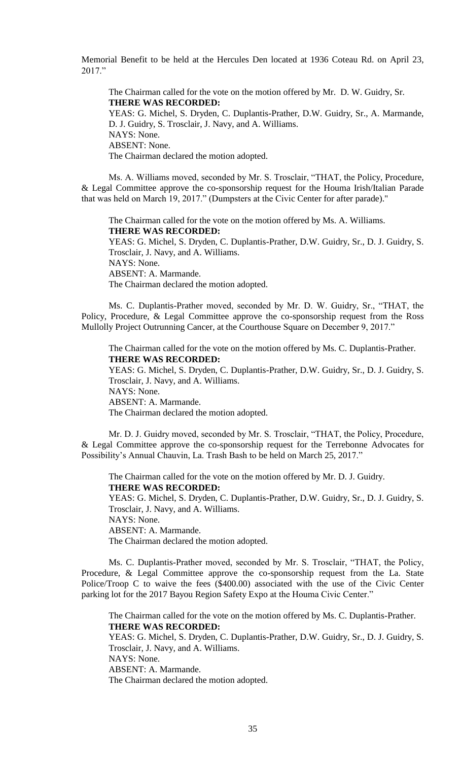Memorial Benefit to be held at the Hercules Den located at 1936 Coteau Rd. on April 23, 2017."

The Chairman called for the vote on the motion offered by Mr. D. W. Guidry, Sr.
**THERE WAS RECORDED:**
YEAS: G. Michel, S. Dryden, C. Duplantis-Prather, D.W. Guidry, Sr., A. Marmande, D. J. Guidry, S. Trosclair, J. Navy, and A. Williams.
NAYS: None.
ABSENT: None.
The Chairman declared the motion adopted.

Ms. A. Williams moved, seconded by Mr. S. Trosclair, "THAT, the Policy, Procedure, & Legal Committee approve the co-sponsorship request for the Houma Irish/Italian Parade that was held on March 19, 2017." (Dumpsters at the Civic Center for after parade)."

The Chairman called for the vote on the motion offered by Ms. A. Williams.
**THERE WAS RECORDED:**
YEAS: G. Michel, S. Dryden, C. Duplantis-Prather, D.W. Guidry, Sr., D. J. Guidry, S. Trosclair, J. Navy, and A. Williams.
NAYS: None.
ABSENT: A. Marmande.
The Chairman declared the motion adopted.

Ms. C. Duplantis-Prather moved, seconded by Mr. D. W. Guidry, Sr., "THAT, the Policy, Procedure, & Legal Committee approve the co-sponsorship request from the Ross Mullolly Project Outrunning Cancer, at the Courthouse Square on December 9, 2017."

The Chairman called for the vote on the motion offered by Ms. C. Duplantis-Prather.
**THERE WAS RECORDED:**
YEAS: G. Michel, S. Dryden, C. Duplantis-Prather, D.W. Guidry, Sr., D. J. Guidry, S. Trosclair, J. Navy, and A. Williams.
NAYS: None.
ABSENT: A. Marmande.
The Chairman declared the motion adopted.

Mr. D. J. Guidry moved, seconded by Mr. S. Trosclair, "THAT, the Policy, Procedure, & Legal Committee approve the co-sponsorship request for the Terrebonne Advocates for Possibility's Annual Chauvin, La. Trash Bash to be held on March 25, 2017."

The Chairman called for the vote on the motion offered by Mr. D. J. Guidry.
**THERE WAS RECORDED:**
YEAS: G. Michel, S. Dryden, C. Duplantis-Prather, D.W. Guidry, Sr., D. J. Guidry, S. Trosclair, J. Navy, and A. Williams.
NAYS: None.
ABSENT: A. Marmande.
The Chairman declared the motion adopted.

Ms. C. Duplantis-Prather moved, seconded by Mr. S. Trosclair, "THAT, the Policy, Procedure, & Legal Committee approve the co-sponsorship request from the La. State Police/Troop C to waive the fees ($400.00) associated with the use of the Civic Center parking lot for the 2017 Bayou Region Safety Expo at the Houma Civic Center."

The Chairman called for the vote on the motion offered by Ms. C. Duplantis-Prather.
**THERE WAS RECORDED:**
YEAS: G. Michel, S. Dryden, C. Duplantis-Prather, D.W. Guidry, Sr., D. J. Guidry, S. Trosclair, J. Navy, and A. Williams.
NAYS: None.
ABSENT: A. Marmande.
The Chairman declared the motion adopted.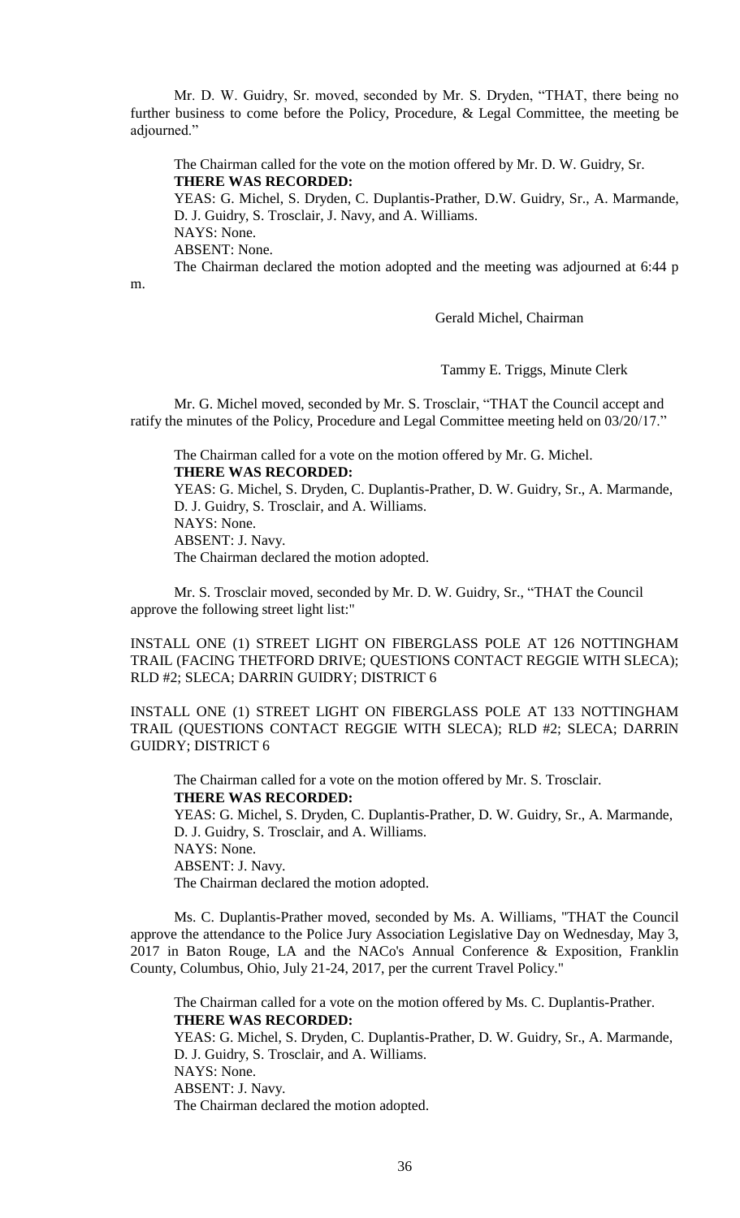Mr. D. W. Guidry, Sr. moved, seconded by Mr. S. Dryden, "THAT, there being no further business to come before the Policy, Procedure, & Legal Committee, the meeting be adjourned."

The Chairman called for the vote on the motion offered by Mr. D. W. Guidry, Sr.
**THERE WAS RECORDED:**
YEAS: G. Michel, S. Dryden, C. Duplantis-Prather, D.W. Guidry, Sr., A. Marmande, D. J. Guidry, S. Trosclair, J. Navy, and A. Williams.
NAYS: None.
ABSENT: None.
The Chairman declared the motion adopted and the meeting was adjourned at 6:44 p m.

Gerald Michel, Chairman

Tammy E. Triggs, Minute Clerk

Mr. G. Michel moved, seconded by Mr. S. Trosclair, "THAT the Council accept and ratify the minutes of the Policy, Procedure and Legal Committee meeting held on 03/20/17."

The Chairman called for a vote on the motion offered by Mr. G. Michel.
**THERE WAS RECORDED:**
YEAS: G. Michel, S. Dryden, C. Duplantis-Prather, D. W. Guidry, Sr., A. Marmande, D. J. Guidry, S. Trosclair, and A. Williams.
NAYS: None.
ABSENT: J. Navy.
The Chairman declared the motion adopted.

Mr. S. Trosclair moved, seconded by Mr. D. W. Guidry, Sr., "THAT the Council approve the following street light list:"

INSTALL ONE (1) STREET LIGHT ON FIBERGLASS POLE AT 126 NOTTINGHAM TRAIL (FACING THETFORD DRIVE; QUESTIONS CONTACT REGGIE WITH SLECA); RLD #2; SLECA; DARRIN GUIDRY; DISTRICT 6

INSTALL ONE (1) STREET LIGHT ON FIBERGLASS POLE AT 133 NOTTINGHAM TRAIL (QUESTIONS CONTACT REGGIE WITH SLECA); RLD #2; SLECA; DARRIN GUIDRY; DISTRICT 6

The Chairman called for a vote on the motion offered by Mr. S. Trosclair.
**THERE WAS RECORDED:**
YEAS: G. Michel, S. Dryden, C. Duplantis-Prather, D. W. Guidry, Sr., A. Marmande, D. J. Guidry, S. Trosclair, and A. Williams.
NAYS: None.
ABSENT: J. Navy.
The Chairman declared the motion adopted.

Ms. C. Duplantis-Prather moved, seconded by Ms. A. Williams, "THAT the Council approve the attendance to the Police Jury Association Legislative Day on Wednesday, May 3, 2017 in Baton Rouge, LA and the NACo's Annual Conference & Exposition, Franklin County, Columbus, Ohio, July 21-24, 2017, per the current Travel Policy."

The Chairman called for a vote on the motion offered by Ms. C. Duplantis-Prather.
**THERE WAS RECORDED:**
YEAS: G. Michel, S. Dryden, C. Duplantis-Prather, D. W. Guidry, Sr., A. Marmande, D. J. Guidry, S. Trosclair, and A. Williams.
NAYS: None.
ABSENT: J. Navy.
The Chairman declared the motion adopted.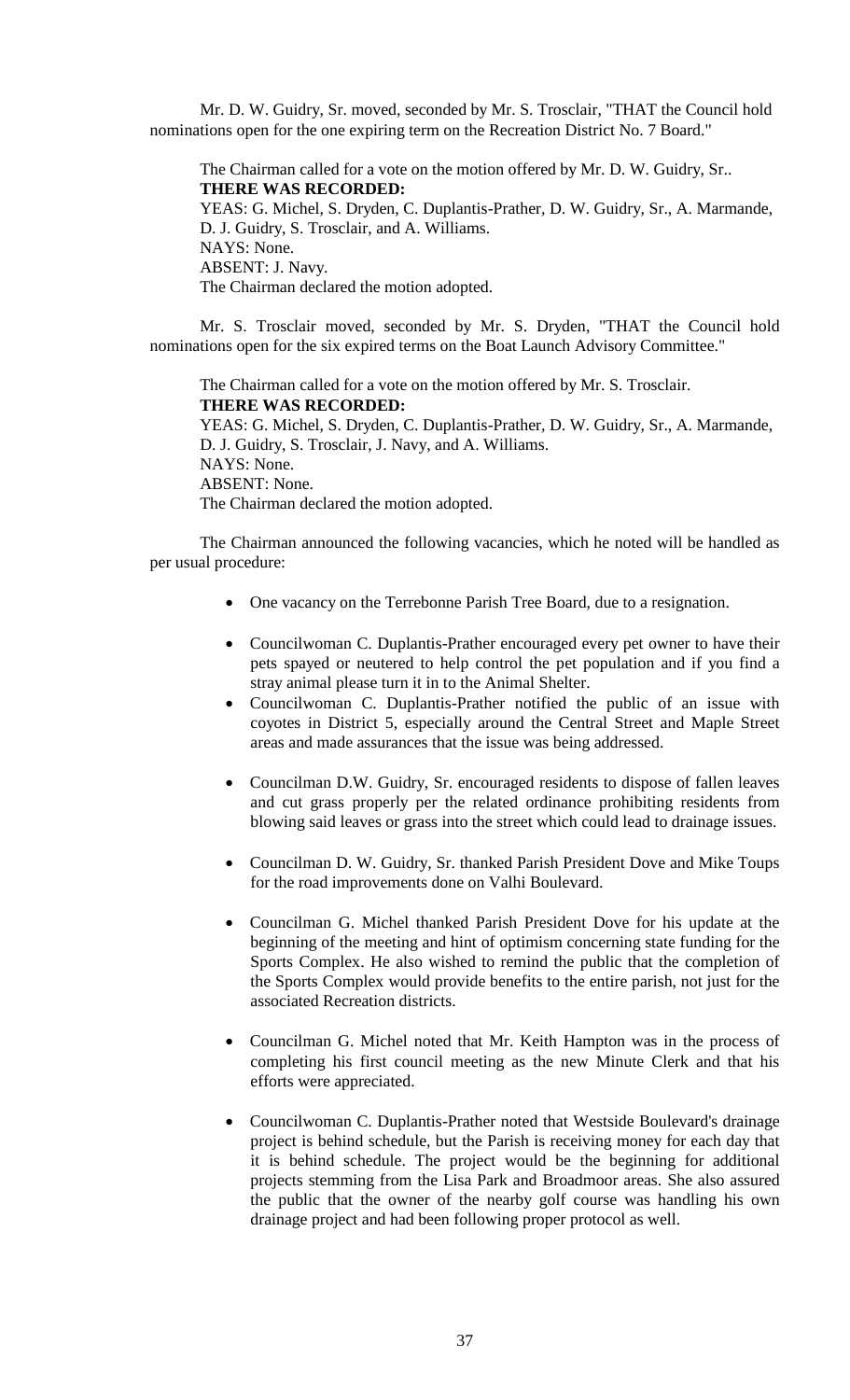Mr. D. W. Guidry, Sr. moved, seconded by Mr. S. Trosclair, "THAT the Council hold nominations open for the one expiring term on the Recreation District No. 7 Board."

The Chairman called for a vote on the motion offered by Mr. D. W. Guidry, Sr..
**THERE WAS RECORDED:**
YEAS: G. Michel, S. Dryden, C. Duplantis-Prather, D. W. Guidry, Sr., A. Marmande, D. J. Guidry, S. Trosclair, and A. Williams.
NAYS: None.
ABSENT: J. Navy.
The Chairman declared the motion adopted.

Mr. S. Trosclair moved, seconded by Mr. S. Dryden, "THAT the Council hold nominations open for the six expired terms on the Boat Launch Advisory Committee."

The Chairman called for a vote on the motion offered by Mr. S. Trosclair.
**THERE WAS RECORDED:**
YEAS: G. Michel, S. Dryden, C. Duplantis-Prather, D. W. Guidry, Sr., A. Marmande, D. J. Guidry, S. Trosclair, J. Navy, and A. Williams.
NAYS: None.
ABSENT: None.
The Chairman declared the motion adopted.

The Chairman announced the following vacancies, which he noted will be handled as per usual procedure:

- One vacancy on the Terrebonne Parish Tree Board, due to a resignation.

- Councilwoman C. Duplantis-Prather encouraged every pet owner to have their pets spayed or neutered to help control the pet population and if you find a stray animal please turn it in to the Animal Shelter.
- Councilwoman C. Duplantis-Prather notified the public of an issue with coyotes in District 5, especially around the Central Street and Maple Street areas and made assurances that the issue was being addressed.

- Councilman D.W. Guidry, Sr. encouraged residents to dispose of fallen leaves and cut grass properly per the related ordinance prohibiting residents from blowing said leaves or grass into the street which could lead to drainage issues.

- Councilman D. W. Guidry, Sr. thanked Parish President Dove and Mike Toups for the road improvements done on Valhi Boulevard.

- Councilman G. Michel thanked Parish President Dove for his update at the beginning of the meeting and hint of optimism concerning state funding for the Sports Complex. He also wished to remind the public that the completion of the Sports Complex would provide benefits to the entire parish, not just for the associated Recreation districts.

- Councilman G. Michel noted that Mr. Keith Hampton was in the process of completing his first council meeting as the new Minute Clerk and that his efforts were appreciated.

- Councilwoman C. Duplantis-Prather noted that Westside Boulevard's drainage project is behind schedule, but the Parish is receiving money for each day that it is behind schedule. The project would be the beginning for additional projects stemming from the Lisa Park and Broadmoor areas. She also assured the public that the owner of the nearby golf course was handling his own drainage project and had been following proper protocol as well.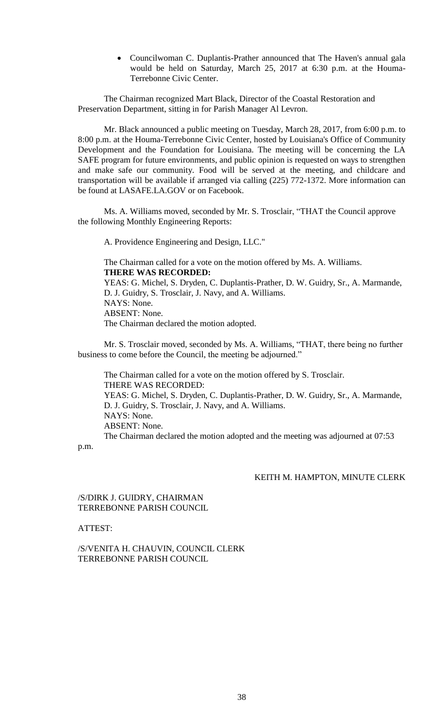- Councilwoman C. Duplantis-Prather announced that The Haven's annual gala would be held on Saturday, March 25, 2017 at 6:30 p.m. at the Houma-Terrebonne Civic Center.

The Chairman recognized Mart Black, Director of the Coastal Restoration and Preservation Department, sitting in for Parish Manager Al Levron.

Mr. Black announced a public meeting on Tuesday, March 28, 2017, from 6:00 p.m. to 8:00 p.m. at the Houma-Terrebonne Civic Center, hosted by Louisiana's Office of Community Development and the Foundation for Louisiana. The meeting will be concerning the LA SAFE program for future environments, and public opinion is requested on ways to strengthen and make safe our community. Food will be served at the meeting, and childcare and transportation will be available if arranged via calling (225) 772-1372. More information can be found at LASAFE.LA.GOV or on Facebook.

Ms. A. Williams moved, seconded by Mr. S. Trosclair, "THAT the Council approve the following Monthly Engineering Reports:

A. Providence Engineering and Design, LLC."

The Chairman called for a vote on the motion offered by Ms. A. Williams.
**THERE WAS RECORDED:**
YEAS: G. Michel, S. Dryden, C. Duplantis-Prather, D. W. Guidry, Sr., A. Marmande, D. J. Guidry, S. Trosclair, J. Navy, and A. Williams.
NAYS: None.
ABSENT: None.
The Chairman declared the motion adopted.

Mr. S. Trosclair moved, seconded by Ms. A. Williams, "THAT, there being no further business to come before the Council, the meeting be adjourned."

The Chairman called for a vote on the motion offered by S. Trosclair.
THERE WAS RECORDED:
YEAS: G. Michel, S. Dryden, C. Duplantis-Prather, D. W. Guidry, Sr., A. Marmande, D. J. Guidry, S. Trosclair, J. Navy, and A. Williams.
NAYS: None.
ABSENT: None.
The Chairman declared the motion adopted and the meeting was adjourned at 07:53 p.m.

KEITH M. HAMPTON, MINUTE CLERK

/S/DIRK J. GUIDRY, CHAIRMAN
TERREBONNE PARISH COUNCIL

ATTEST:

/S/VENITA H. CHAUVIN, COUNCIL CLERK
TERREBONNE PARISH COUNCIL